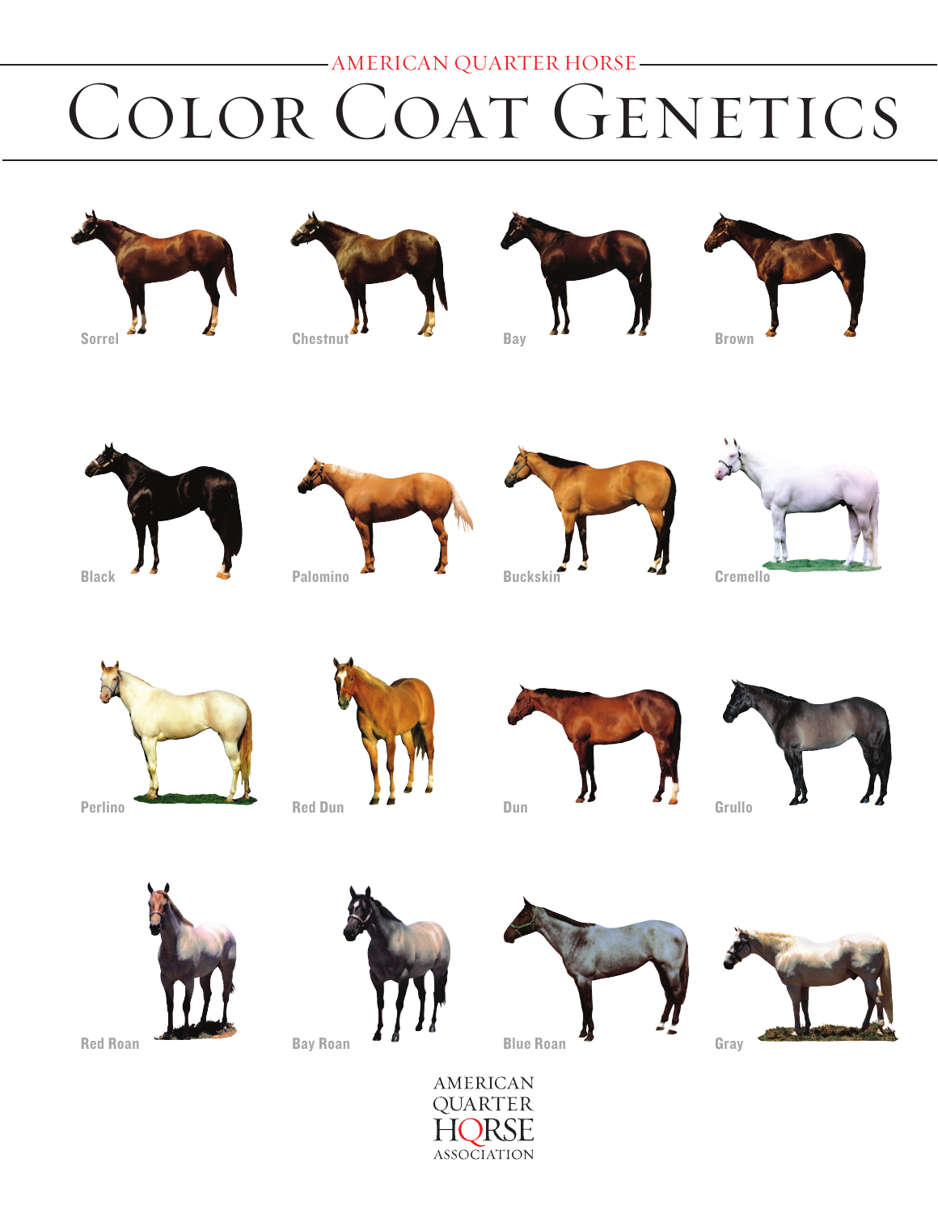AMERICAN QUARTER HORSE

# Color Coat Genetics

Sorrel

Chestnut

Bay

Brown

Black

Palomino

Buckskin

Cremello

Perlino

Red Dun

Dun

Grullo

Red Roan

Bay Roan

Blue Roan

Gray

AMERICAN QUARTER HORSE ASSOCIATION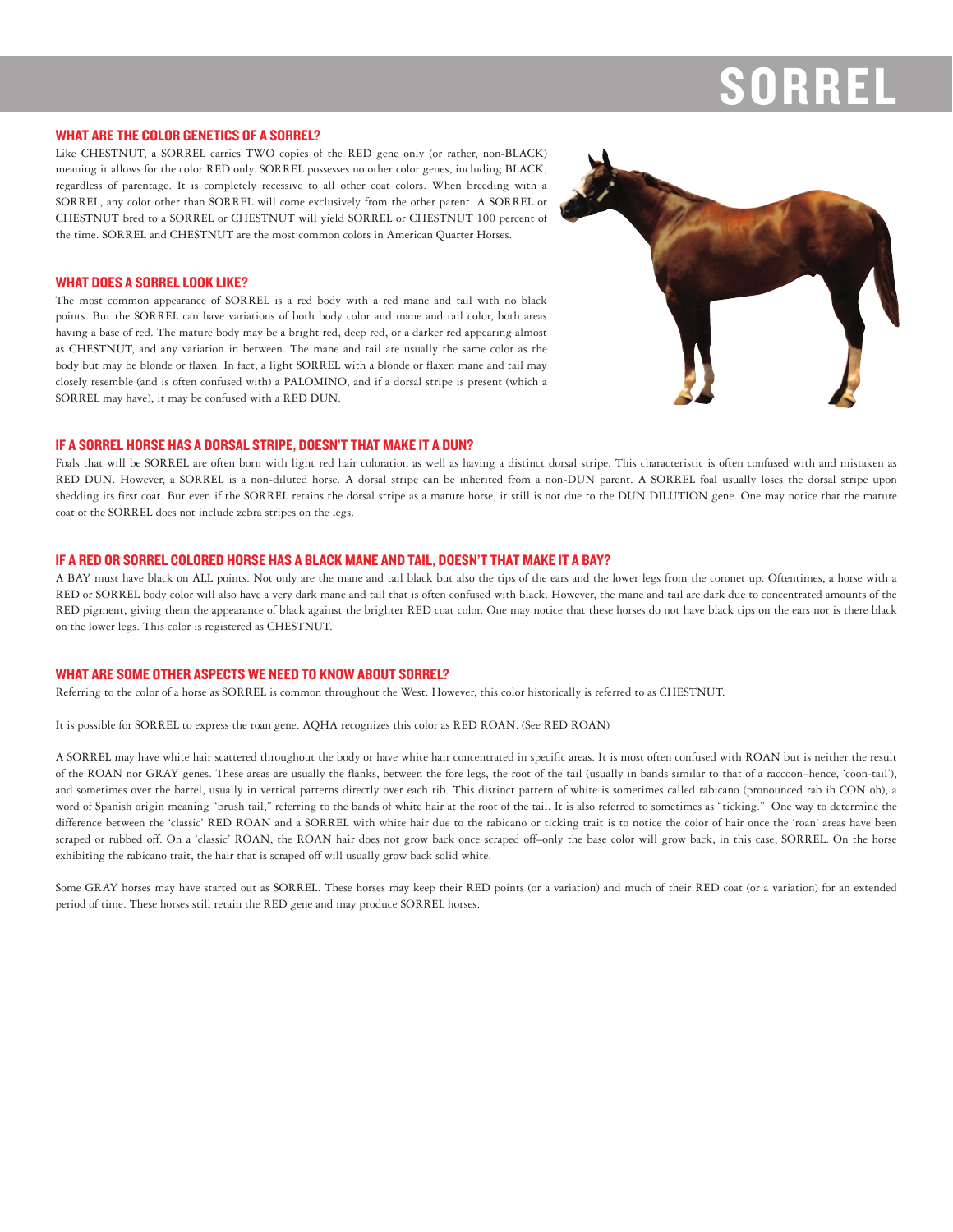# SORREL

## WHAT ARE THE COLOR GENETICS OF A SORREL?

Like CHESTNUT, a SORREL carries TWO copies of the RED gene only (or rather, non-BLACK) meaning it allows for the color RED only. SORREL possesses no other color genes, including BLACK, regardless of parentage. It is completely recessive to all other coat colors. When breeding with a SORREL, any color other than SORREL will come exclusively from the other parent. A SORREL or CHESTNUT bred to a SORREL or CHESTNUT will yield SORREL or CHESTNUT 100 percent of the time. SORREL and CHESTNUT are the most common colors in American Quarter Horses.

## WHAT DOES A SORREL LOOK LIKE?

The most common appearance of SORREL is a red body with a red mane and tail with no black points. But the SORREL can have variations of both body color and mane and tail color, both areas having a base of red. The mature body may be a bright red, deep red, or a darker red appearing almost as CHESTNUT, and any variation in between. The mane and tail are usually the same color as the body but may be blonde or flaxen. In fact, a light SORREL with a blonde or flaxen mane and tail may closely resemble (and is often confused with) a PALOMINO, and if a dorsal stripe is present (which a SORREL may have), it may be confused with a RED DUN.

## IF A SORREL HORSE HAS A DORSAL STRIPE, DOESN'T THAT MAKE IT A DUN?

Foals that will be SORREL are often born with light red hair coloration as well as having a distinct dorsal stripe. This characteristic is often confused with and mistaken as RED DUN. However, a SORREL is a non-diluted horse. A dorsal stripe can be inherited from a non-DUN parent. A SORREL foal usually loses the dorsal stripe upon shedding its first coat. But even if the SORREL retains the dorsal stripe as a mature horse, it still is not due to the DUN DILUTION gene. One may notice that the mature coat of the SORREL does not include zebra stripes on the legs.

## IF A RED OR SORREL COLORED HORSE HAS A BLACK MANE AND TAIL, DOESN'T THAT MAKE IT A BAY?

A BAY must have black on ALL points. Not only are the mane and tail black but also the tips of the ears and the lower legs from the coronet up. Oftentimes, a horse with a RED or SORREL body color will also have a very dark mane and tail that is often confused with black. However, the mane and tail are dark due to concentrated amounts of the RED pigment, giving them the appearance of black against the brighter RED coat color. One may notice that these horses do not have black tips on the ears nor is there black on the lower legs. This color is registered as CHESTNUT.

## WHAT ARE SOME OTHER ASPECTS WE NEED TO KNOW ABOUT SORREL?

Referring to the color of a horse as SORREL is common throughout the West. However, this color historically is referred to as CHESTNUT.

It is possible for SORREL to express the roan gene. AQHA recognizes this color as RED ROAN. (See RED ROAN)

A SORREL may have white hair scattered throughout the body or have white hair concentrated in specific areas. It is most often confused with ROAN but is neither the result of the ROAN nor GRAY genes. These areas are usually the flanks, between the fore legs, the root of the tail (usually in bands similar to that of a raccoon–hence, 'coon-tail'), and sometimes over the barrel, usually in vertical patterns directly over each rib. This distinct pattern of white is sometimes called rabicano (pronounced rab ih CON oh), a word of Spanish origin meaning "brush tail," referring to the bands of white hair at the root of the tail. It is also referred to sometimes as "ticking." One way to determine the difference between the 'classic' RED ROAN and a SORREL with white hair due to the rabicano or ticking trait is to notice the color of hair once the 'roan' areas have been scraped or rubbed off. On a 'classic' ROAN, the ROAN hair does not grow back once scraped off–only the base color will grow back, in this case, SORREL. On the horse exhibiting the rabicano trait, the hair that is scraped off will usually grow back solid white.

Some GRAY horses may have started out as SORREL. These horses may keep their RED points (or a variation) and much of their RED coat (or a variation) for an extended period of time. These horses still retain the RED gene and may produce SORREL horses.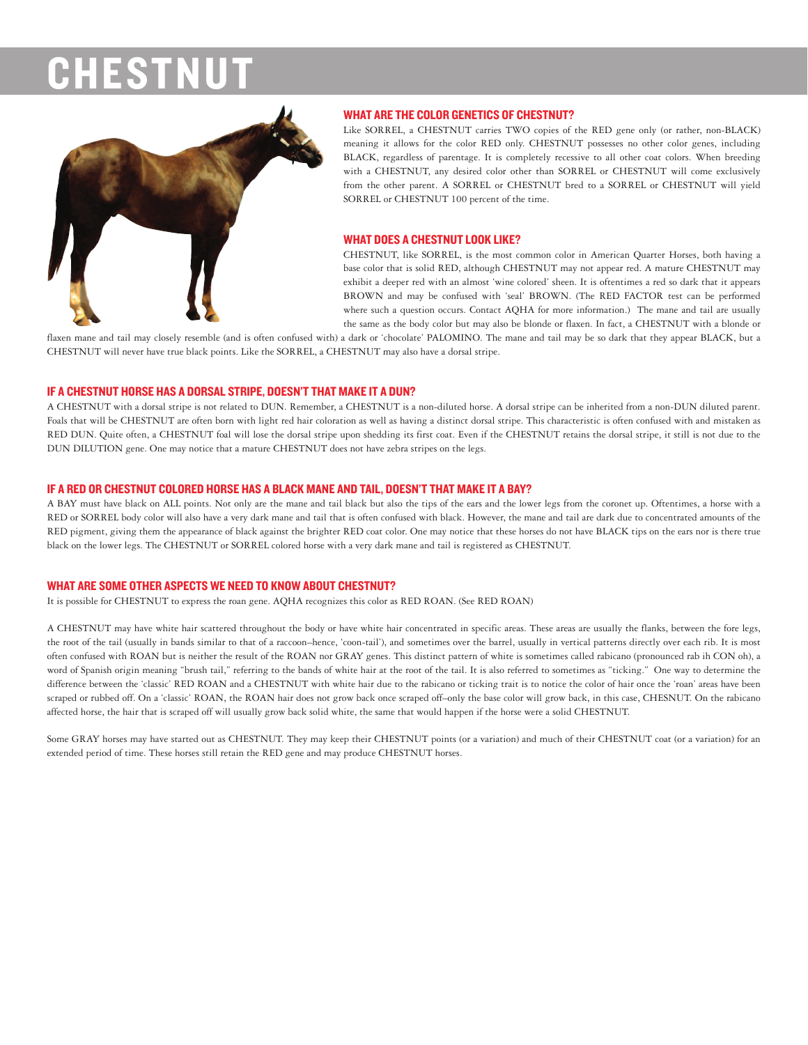# CHESTNUT

## WHAT ARE THE COLOR GENETICS OF CHESTNUT?

Like SORREL, a CHESTNUT carries TWO copies of the RED gene only (or rather, non-BLACK) meaning it allows for the color RED only. CHESTNUT possesses no other color genes, including BLACK, regardless of parentage. It is completely recessive to all other coat colors. When breeding with a CHESTNUT, any desired color other than SORREL or CHESTNUT will come exclusively from the other parent. A SORREL or CHESTNUT bred to a SORREL or CHESTNUT will yield SORREL or CHESTNUT 100 percent of the time.

## WHAT DOES A CHESTNUT LOOK LIKE?

CHESTNUT, like SORREL, is the most common color in American Quarter Horses, both having a base color that is solid RED, although CHESTNUT may not appear red. A mature CHESTNUT may exhibit a deeper red with an almost 'wine colored' sheen. It is oftentimes a red so dark that it appears BROWN and may be confused with 'seal' BROWN. (The RED FACTOR test can be performed where such a question occurs. Contact AQHA for more information.) The mane and tail are usually the same as the body color but may also be blonde or flaxen. In fact, a CHESTNUT with a blonde or flaxen mane and tail may closely resemble (and is often confused with) a dark or 'chocolate' PALOMINO. The mane and tail may be so dark that they appear BLACK, but a CHESTNUT will never have true black points. Like the SORREL, a CHESTNUT may also have a dorsal stripe.

## IF A CHESTNUT HORSE HAS A DORSAL STRIPE, DOESN'T THAT MAKE IT A DUN?

A CHESTNUT with a dorsal stripe is not related to DUN. Remember, a CHESTNUT is a non-diluted horse. A dorsal stripe can be inherited from a non-DUN diluted parent. Foals that will be CHESTNUT are often born with light red hair coloration as well as having a distinct dorsal stripe. This characteristic is often confused with and mistaken as RED DUN. Quite often, a CHESTNUT foal will lose the dorsal stripe upon shedding its first coat. Even if the CHESTNUT retains the dorsal stripe, it still is not due to the DUN DILUTION gene. One may notice that a mature CHESTNUT does not have zebra stripes on the legs.

## IF A RED OR CHESTNUT COLORED HORSE HAS A BLACK MANE AND TAIL, DOESN'T THAT MAKE IT A BAY?

A BAY must have black on ALL points. Not only are the mane and tail black but also the tips of the ears and the lower legs from the coronet up. Oftentimes, a horse with a RED or SORREL body color will also have a very dark mane and tail that is often confused with black. However, the mane and tail are dark due to concentrated amounts of the RED pigment, giving them the appearance of black against the brighter RED coat color. One may notice that these horses do not have BLACK tips on the ears nor is there true black on the lower legs. The CHESTNUT or SORREL colored horse with a very dark mane and tail is registered as CHESTNUT.

## WHAT ARE SOME OTHER ASPECTS WE NEED TO KNOW ABOUT CHESTNUT?

It is possible for CHESTNUT to express the roan gene. AQHA recognizes this color as RED ROAN. (See RED ROAN)

A CHESTNUT may have white hair scattered throughout the body or have white hair concentrated in specific areas. These areas are usually the flanks, between the fore legs, the root of the tail (usually in bands similar to that of a raccoon–hence, 'coon-tail'), and sometimes over the barrel, usually in vertical patterns directly over each rib. It is most often confused with ROAN but is neither the result of the ROAN nor GRAY genes. This distinct pattern of white is sometimes called rabicano (pronounced rab ih CON oh), a word of Spanish origin meaning "brush tail," referring to the bands of white hair at the root of the tail. It is also referred to sometimes as "ticking." One way to determine the difference between the 'classic' RED ROAN and a CHESTNUT with white hair due to the rabicano or ticking trait is to notice the color of hair once the 'roan' areas have been scraped or rubbed off. On a 'classic' ROAN, the ROAN hair does not grow back once scraped off–only the base color will grow back, in this case, CHESNUT. On the rabicano affected horse, the hair that is scraped off will usually grow back solid white, the same that would happen if the horse were a solid CHESTNUT.

Some GRAY horses may have started out as CHESTNUT. They may keep their CHESTNUT points (or a variation) and much of their CHESTNUT coat (or a variation) for an extended period of time. These horses still retain the RED gene and may produce CHESTNUT horses.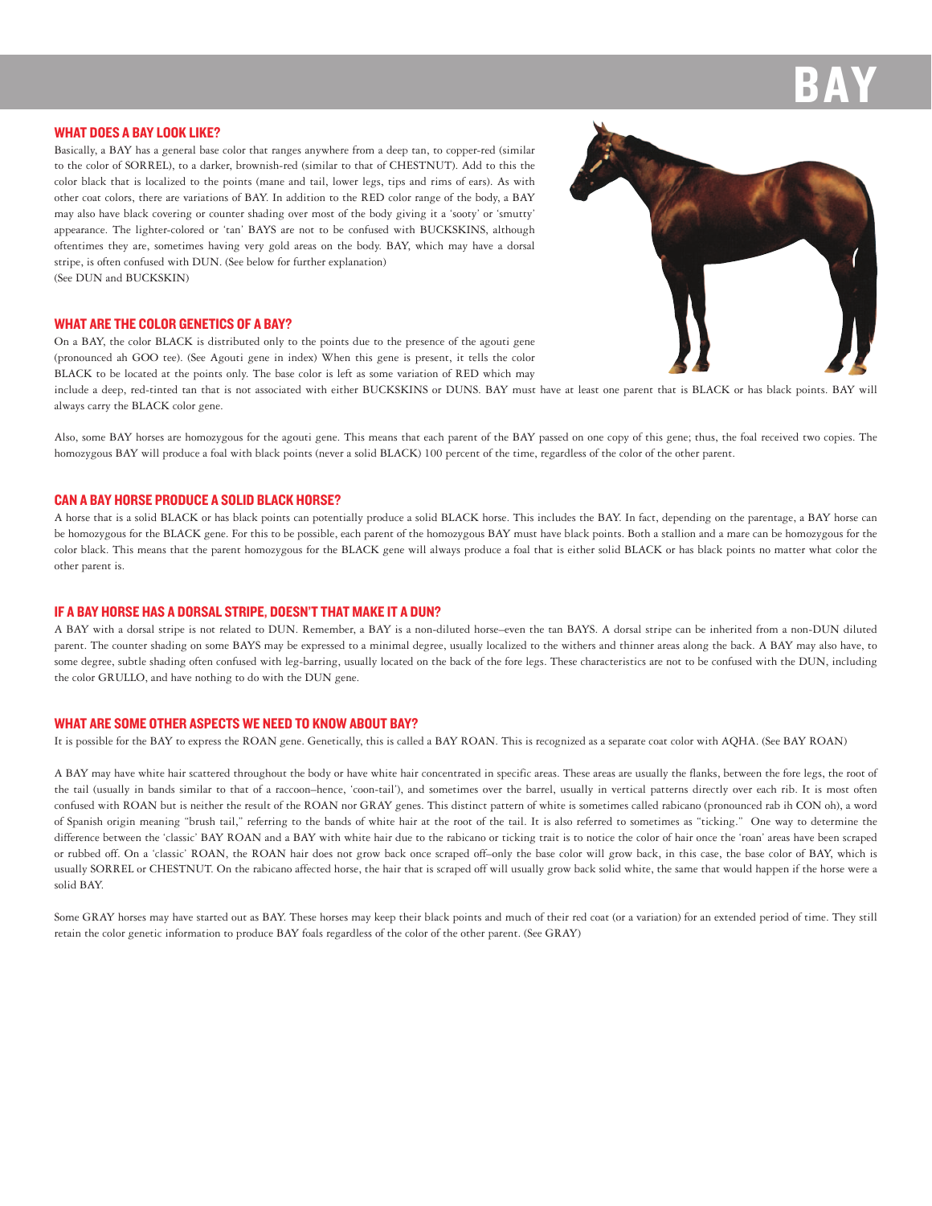# BAY

## WHAT DOES A BAY LOOK LIKE?

Basically, a BAY has a general base color that ranges anywhere from a deep tan, to copper-red (similar to the color of SORREL), to a darker, brownish-red (similar to that of CHESTNUT). Add to this the color black that is localized to the points (mane and tail, lower legs, tips and rims of ears). As with other coat colors, there are variations of BAY. In addition to the RED color range of the body, a BAY may also have black covering or counter shading over most of the body giving it a 'sooty' or 'smutty' appearance. The lighter-colored or 'tan' BAYS are not to be confused with BUCKSKINS, although oftentimes they are, sometimes having very gold areas on the body. BAY, which may have a dorsal stripe, is often confused with DUN. (See below for further explanation)
(See DUN and BUCKSKIN)

## WHAT ARE THE COLOR GENETICS OF A BAY?

On a BAY, the color BLACK is distributed only to the points due to the presence of the agouti gene (pronounced ah GOO tee). (See Agouti gene in index) When this gene is present, it tells the color BLACK to be located at the points only. The base color is left as some variation of RED which may include a deep, red-tinted tan that is not associated with either BUCKSKINS or DUNS. BAY must have at least one parent that is BLACK or has black points. BAY will always carry the BLACK color gene.

Also, some BAY horses are homozygous for the agouti gene. This means that each parent of the BAY passed on one copy of this gene; thus, the foal received two copies. The homozygous BAY will produce a foal with black points (never a solid BLACK) 100 percent of the time, regardless of the color of the other parent.

## CAN A BAY HORSE PRODUCE A SOLID BLACK HORSE?

A horse that is a solid BLACK or has black points can potentially produce a solid BLACK horse. This includes the BAY. In fact, depending on the parentage, a BAY horse can be homozygous for the BLACK gene. For this to be possible, each parent of the homozygous BAY must have black points. Both a stallion and a mare can be homozygous for the color black. This means that the parent homozygous for the BLACK gene will always produce a foal that is either solid BLACK or has black points no matter what color the other parent is.

## IF A BAY HORSE HAS A DORSAL STRIPE, DOESN'T THAT MAKE IT A DUN?

A BAY with a dorsal stripe is not related to DUN. Remember, a BAY is a non-diluted horse–even the tan BAYS. A dorsal stripe can be inherited from a non-DUN diluted parent. The counter shading on some BAYS may be expressed to a minimal degree, usually localized to the withers and thinner areas along the back. A BAY may also have, to some degree, subtle shading often confused with leg-barring, usually located on the back of the fore legs. These characteristics are not to be confused with the DUN, including the color GRULLO, and have nothing to do with the DUN gene.

## WHAT ARE SOME OTHER ASPECTS WE NEED TO KNOW ABOUT BAY?

It is possible for the BAY to express the ROAN gene. Genetically, this is called a BAY ROAN. This is recognized as a separate coat color with AQHA. (See BAY ROAN)

A BAY may have white hair scattered throughout the body or have white hair concentrated in specific areas. These areas are usually the flanks, between the fore legs, the root of the tail (usually in bands similar to that of a raccoon–hence, 'coon-tail'), and sometimes over the barrel, usually in vertical patterns directly over each rib. It is most often confused with ROAN but is neither the result of the ROAN nor GRAY genes. This distinct pattern of white is sometimes called rabicano (pronounced rab ih CON oh), a word of Spanish origin meaning "brush tail," referring to the bands of white hair at the root of the tail. It is also referred to sometimes as "ticking." One way to determine the difference between the 'classic' BAY ROAN and a BAY with white hair due to the rabicano or ticking trait is to notice the color of hair once the 'roan' areas have been scraped or rubbed off. On a 'classic' ROAN, the ROAN hair does not grow back once scraped off–only the base color will grow back, in this case, the base color of BAY, which is usually SORREL or CHESTNUT. On the rabicano affected horse, the hair that is scraped off will usually grow back solid white, the same that would happen if the horse were a solid BAY.

Some GRAY horses may have started out as BAY. These horses may keep their black points and much of their red coat (or a variation) for an extended period of time. They still retain the color genetic information to produce BAY foals regardless of the color of the other parent. (See GRAY)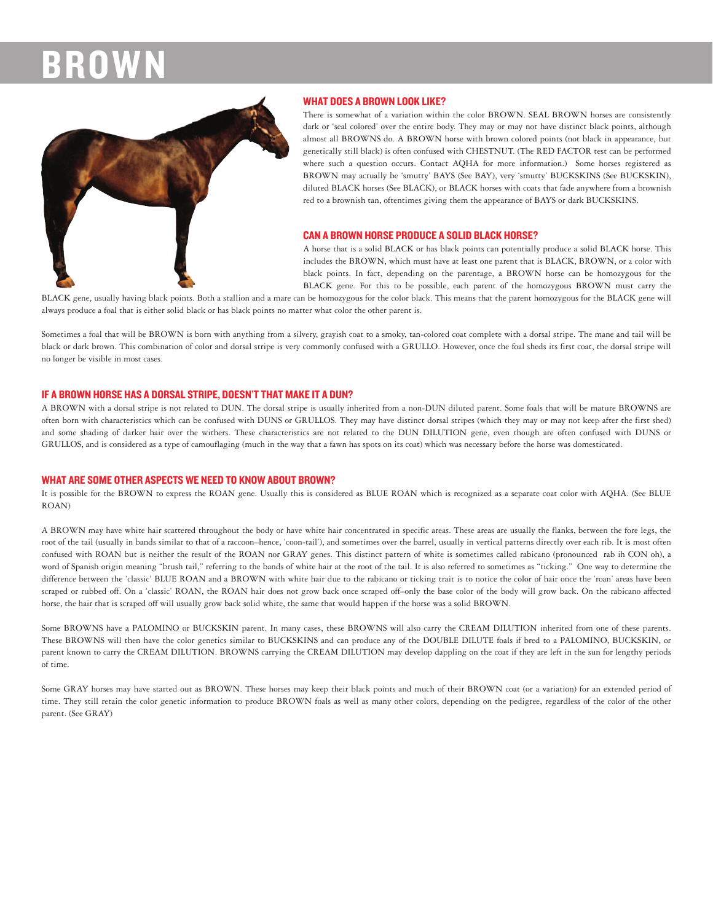# BROWN

## WHAT DOES A BROWN LOOK LIKE?

There is somewhat of a variation within the color BROWN. SEAL BROWN horses are consistently dark or 'seal colored' over the entire body. They may or may not have distinct black points, although almost all BROWNS do. A BROWN horse with brown colored points (not black in appearance, but genetically still black) is often confused with CHESTNUT. (The RED FACTOR test can be performed where such a question occurs. Contact AQHA for more information.) Some horses registered as BROWN may actually be 'smutty' BAYS (See BAY), very 'smutty' BUCKSKINS (See BUCKSKIN), diluted BLACK horses (See BLACK), or BLACK horses with coats that fade anywhere from a brownish red to a brownish tan, oftentimes giving them the appearance of BAYS or dark BUCKSKINS.

## CAN A BROWN HORSE PRODUCE A SOLID BLACK HORSE?

A horse that is a solid BLACK or has black points can potentially produce a solid BLACK horse. This includes the BROWN, which must have at least one parent that is BLACK, BROWN, or a color with black points. In fact, depending on the parentage, a BROWN horse can be homozygous for the BLACK gene. For this to be possible, each parent of the homozygous BROWN must carry the BLACK gene, usually having black points. Both a stallion and a mare can be homozygous for the color black. This means that the parent homozygous for the BLACK gene will always produce a foal that is either solid black or has black points no matter what color the other parent is.

Sometimes a foal that will be BROWN is born with anything from a silvery, grayish coat to a smoky, tan-colored coat complete with a dorsal stripe. The mane and tail will be black or dark brown. This combination of color and dorsal stripe is very commonly confused with a GRULLO. However, once the foal sheds its first coat, the dorsal stripe will no longer be visible in most cases.

## IF A BROWN HORSE HAS A DORSAL STRIPE, DOESN'T THAT MAKE IT A DUN?

A BROWN with a dorsal stripe is not related to DUN. The dorsal stripe is usually inherited from a non-DUN diluted parent. Some foals that will be mature BROWNS are often born with characteristics which can be confused with DUNS or GRULLOS. They may have distinct dorsal stripes (which they may or may not keep after the first shed) and some shading of darker hair over the withers. These characteristics are not related to the DUN DILUTION gene, even though are often confused with DUNS or GRULLOS, and is considered as a type of camouflaging (much in the way that a fawn has spots on its coat) which was necessary before the horse was domesticated.

## WHAT ARE SOME OTHER ASPECTS WE NEED TO KNOW ABOUT BROWN?

It is possible for the BROWN to express the ROAN gene. Usually this is considered as BLUE ROAN which is recognized as a separate coat color with AQHA. (See BLUE ROAN)

A BROWN may have white hair scattered throughout the body or have white hair concentrated in specific areas. These areas are usually the flanks, between the fore legs, the root of the tail (usually in bands similar to that of a raccoon–hence, 'coon-tail'), and sometimes over the barrel, usually in vertical patterns directly over each rib. It is most often confused with ROAN but is neither the result of the ROAN nor GRAY genes. This distinct pattern of white is sometimes called rabicano (pronounced rab ih CON oh), a word of Spanish origin meaning "brush tail," referring to the bands of white hair at the root of the tail. It is also referred to sometimes as "ticking." One way to determine the difference between the 'classic' BLUE ROAN and a BROWN with white hair due to the rabicano or ticking trait is to notice the color of hair once the 'roan' areas have been scraped or rubbed off. On a 'classic' ROAN, the ROAN hair does not grow back once scraped off–only the base color of the body will grow back. On the rabicano affected horse, the hair that is scraped off will usually grow back solid white, the same that would happen if the horse was a solid BROWN.

Some BROWNS have a PALOMINO or BUCKSKIN parent. In many cases, these BROWNS will also carry the CREAM DILUTION inherited from one of these parents. These BROWNS will then have the color genetics similar to BUCKSKINS and can produce any of the DOUBLE DILUTE foals if bred to a PALOMINO, BUCKSKIN, or parent known to carry the CREAM DILUTION. BROWNS carrying the CREAM DILUTION may develop dappling on the coat if they are left in the sun for lengthy periods of time.

Some GRAY horses may have started out as BROWN. These horses may keep their black points and much of their BROWN coat (or a variation) for an extended period of time. They still retain the color genetic information to produce BROWN foals as well as many other colors, depending on the pedigree, regardless of the color of the other parent. (See GRAY)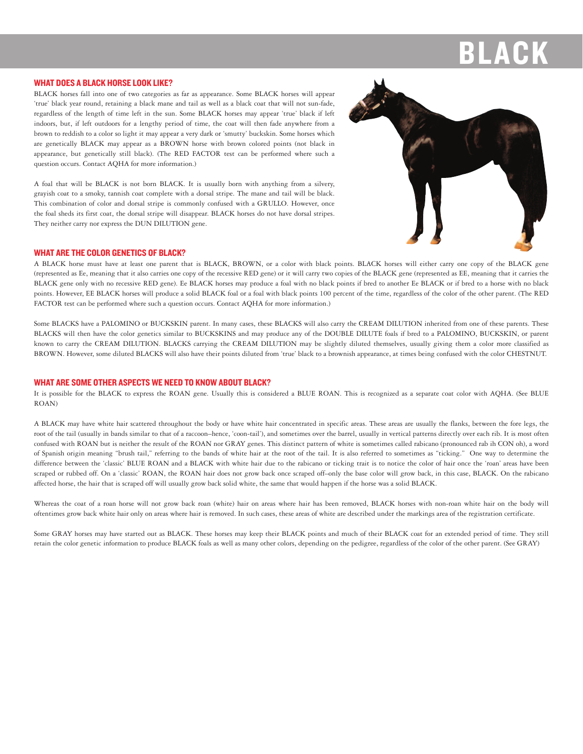# BLACK

## WHAT DOES A BLACK HORSE LOOK LIKE?

BLACK horses fall into one of two categories as far as appearance. Some BLACK horses will appear 'true' black year round, retaining a black mane and tail as well as a black coat that will not sun-fade, regardless of the length of time left in the sun. Some BLACK horses may appear 'true' black if left indoors, but, if left outdoors for a lengthy period of time, the coat will then fade anywhere from a brown to reddish to a color so light it may appear a very dark or 'smutty' buckskin. Some horses which are genetically BLACK may appear as a BROWN horse with brown colored points (not black in appearance, but genetically still black). (The RED FACTOR test can be performed where such a question occurs. Contact AQHA for more information.)

A foal that will be BLACK is not born BLACK. It is usually born with anything from a silvery, grayish coat to a smoky, tannish coat complete with a dorsal stripe. The mane and tail will be black. This combination of color and dorsal stripe is commonly confused with a GRULLO. However, once the foal sheds its first coat, the dorsal stripe will disappear. BLACK horses do not have dorsal stripes. They neither carry nor express the DUN DILUTION gene.

## WHAT ARE THE COLOR GENETICS OF BLACK?

A BLACK horse must have at least one parent that is BLACK, BROWN, or a color with black points. BLACK horses will either carry one copy of the BLACK gene (represented as Ee, meaning that it also carries one copy of the recessive RED gene) or it will carry two copies of the BLACK gene (represented as EE, meaning that it carries the BLACK gene only with no recessive RED gene). Ee BLACK horses may produce a foal with no black points if bred to another Ee BLACK or if bred to a horse with no black points. However, EE BLACK horses will produce a solid BLACK foal or a foal with black points 100 percent of the time, regardless of the color of the other parent. (The RED FACTOR test can be performed where such a question occurs. Contact AQHA for more information.)

Some BLACKS have a PALOMINO or BUCKSKIN parent. In many cases, these BLACKS will also carry the CREAM DILUTION inherited from one of these parents. These BLACKS will then have the color genetics similar to BUCKSKINS and may produce any of the DOUBLE DILUTE foals if bred to a PALOMINO, BUCKSKIN, or parent known to carry the CREAM DILUTION. BLACKS carrying the CREAM DILUTION may be slightly diluted themselves, usually giving them a color more classified as BROWN. However, some diluted BLACKS will also have their points diluted from 'true' black to a brownish appearance, at times being confused with the color CHESTNUT.

## WHAT ARE SOME OTHER ASPECTS WE NEED TO KNOW ABOUT BLACK?

It is possible for the BLACK to express the ROAN gene. Usually this is considered a BLUE ROAN. This is recognized as a separate coat color with AQHA. (See BLUE ROAN)

A BLACK may have white hair scattered throughout the body or have white hair concentrated in specific areas. These areas are usually the flanks, between the fore legs, the root of the tail (usually in bands similar to that of a raccoon–hence, 'coon-tail'), and sometimes over the barrel, usually in vertical patterns directly over each rib. It is most often confused with ROAN but is neither the result of the ROAN nor GRAY genes. This distinct pattern of white is sometimes called rabicano (pronounced rab ih CON oh), a word of Spanish origin meaning "brush tail," referring to the bands of white hair at the root of the tail. It is also referred to sometimes as "ticking." One way to determine the difference between the 'classic' BLUE ROAN and a BLACK with white hair due to the rabicano or ticking trait is to notice the color of hair once the 'roan' areas have been scraped or rubbed off. On a 'classic' ROAN, the ROAN hair does not grow back once scraped off–only the base color will grow back, in this case, BLACK. On the rabicano affected horse, the hair that is scraped off will usually grow back solid white, the same that would happen if the horse was a solid BLACK.

Whereas the coat of a roan horse will not grow back roan (white) hair on areas where hair has been removed, BLACK horses with non-roan white hair on the body will oftentimes grow back white hair only on areas where hair is removed. In such cases, these areas of white are described under the markings area of the registration certificate.

Some GRAY horses may have started out as BLACK. These horses may keep their BLACK points and much of their BLACK coat for an extended period of time. They still retain the color genetic information to produce BLACK foals as well as many other colors, depending on the pedigree, regardless of the color of the other parent. (See GRAY)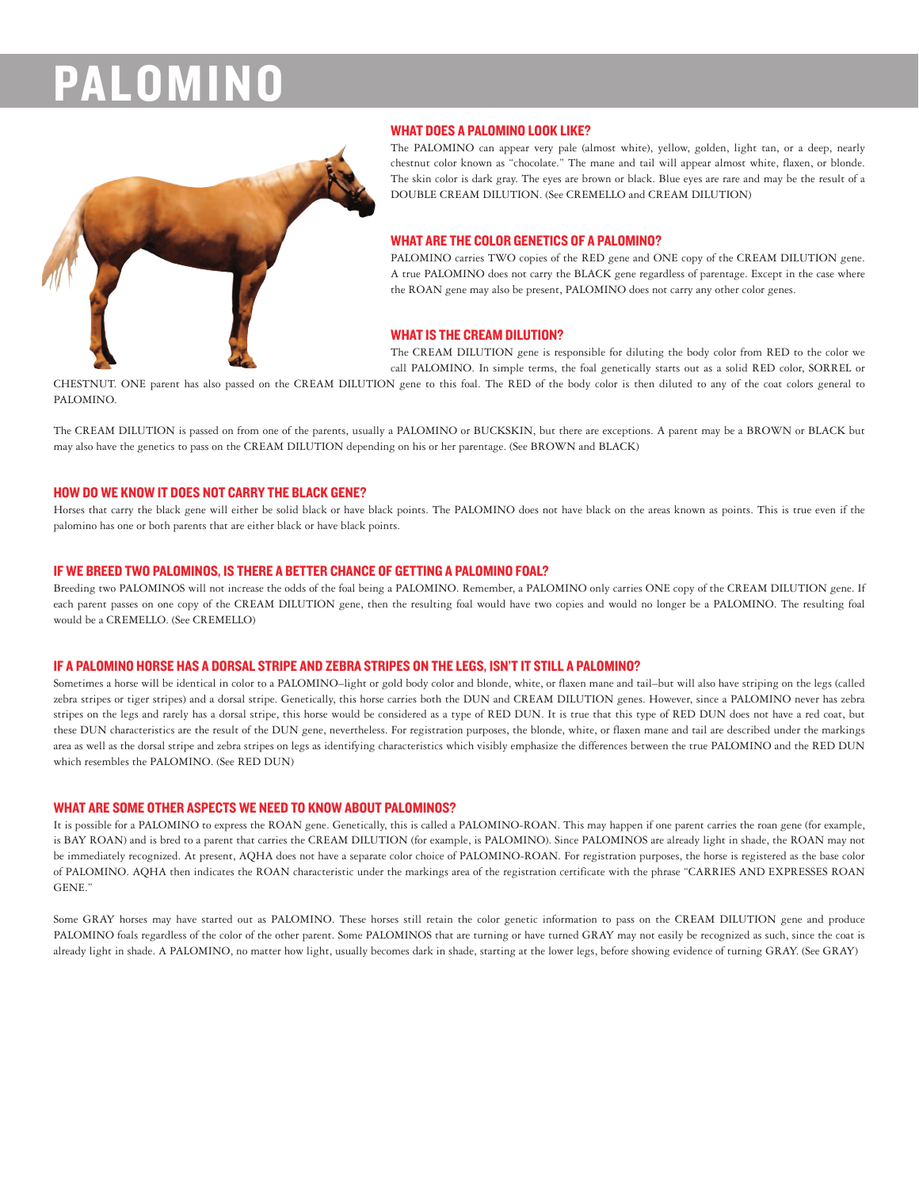# PALOMINO

## WHAT DOES A PALOMINO LOOK LIKE?

The PALOMINO can appear very pale (almost white), yellow, golden, light tan, or a deep, nearly chestnut color known as "chocolate." The mane and tail will appear almost white, flaxen, or blonde. The skin color is dark gray. The eyes are brown or black. Blue eyes are rare and may be the result of a DOUBLE CREAM DILUTION. (See CREMELLO and CREAM DILUTION)

## WHAT ARE THE COLOR GENETICS OF A PALOMINO?

PALOMINO carries TWO copies of the RED gene and ONE copy of the CREAM DILUTION gene. A true PALOMINO does not carry the BLACK gene regardless of parentage. Except in the case where the ROAN gene may also be present, PALOMINO does not carry any other color genes.

## WHAT IS THE CREAM DILUTION?

The CREAM DILUTION gene is responsible for diluting the body color from RED to the color we call PALOMINO. In simple terms, the foal genetically starts out as a solid RED color, SORREL or CHESTNUT. ONE parent has also passed on the CREAM DILUTION gene to this foal. The RED of the body color is then diluted to any of the coat colors general to PALOMINO.

The CREAM DILUTION is passed on from one of the parents, usually a PALOMINO or BUCKSKIN, but there are exceptions. A parent may be a BROWN or BLACK but may also have the genetics to pass on the CREAM DILUTION depending on his or her parentage. (See BROWN and BLACK)

## HOW DO WE KNOW IT DOES NOT CARRY THE BLACK GENE?

Horses that carry the black gene will either be solid black or have black points. The PALOMINO does not have black on the areas known as points. This is true even if the palomino has one or both parents that are either black or have black points.

## IF WE BREED TWO PALOMINOS, IS THERE A BETTER CHANCE OF GETTING A PALOMINO FOAL?

Breeding two PALOMINOS will not increase the odds of the foal being a PALOMINO. Remember, a PALOMINO only carries ONE copy of the CREAM DILUTION gene. If each parent passes on one copy of the CREAM DILUTION gene, then the resulting foal would have two copies and would no longer be a PALOMINO. The resulting foal would be a CREMELLO. (See CREMELLO)

## IF A PALOMINO HORSE HAS A DORSAL STRIPE AND ZEBRA STRIPES ON THE LEGS, ISN'T IT STILL A PALOMINO?

Sometimes a horse will be identical in color to a PALOMINO–light or gold body color and blonde, white, or flaxen mane and tail–but will also have striping on the legs (called zebra stripes or tiger stripes) and a dorsal stripe. Genetically, this horse carries both the DUN and CREAM DILUTION genes. However, since a PALOMINO never has zebra stripes on the legs and rarely has a dorsal stripe, this horse would be considered as a type of RED DUN. It is true that this type of RED DUN does not have a red coat, but these DUN characteristics are the result of the DUN gene, nevertheless. For registration purposes, the blonde, white, or flaxen mane and tail are described under the markings area as well as the dorsal stripe and zebra stripes on legs as identifying characteristics which visibly emphasize the differences between the true PALOMINO and the RED DUN which resembles the PALOMINO. (See RED DUN)

## WHAT ARE SOME OTHER ASPECTS WE NEED TO KNOW ABOUT PALOMINOS?

It is possible for a PALOMINO to express the ROAN gene. Genetically, this is called a PALOMINO-ROAN. This may happen if one parent carries the roan gene (for example, is BAY ROAN) and is bred to a parent that carries the CREAM DILUTION (for example, is PALOMINO). Since PALOMINOS are already light in shade, the ROAN may not be immediately recognized. At present, AQHA does not have a separate color choice of PALOMINO-ROAN. For registration purposes, the horse is registered as the base color of PALOMINO. AQHA then indicates the ROAN characteristic under the markings area of the registration certificate with the phrase "CARRIES AND EXPRESSES ROAN GENE."

Some GRAY horses may have started out as PALOMINO. These horses still retain the color genetic information to pass on the CREAM DILUTION gene and produce PALOMINO foals regardless of the color of the other parent. Some PALOMINOS that are turning or have turned GRAY may not easily be recognized as such, since the coat is already light in shade. A PALOMINO, no matter how light, usually becomes dark in shade, starting at the lower legs, before showing evidence of turning GRAY. (See GRAY)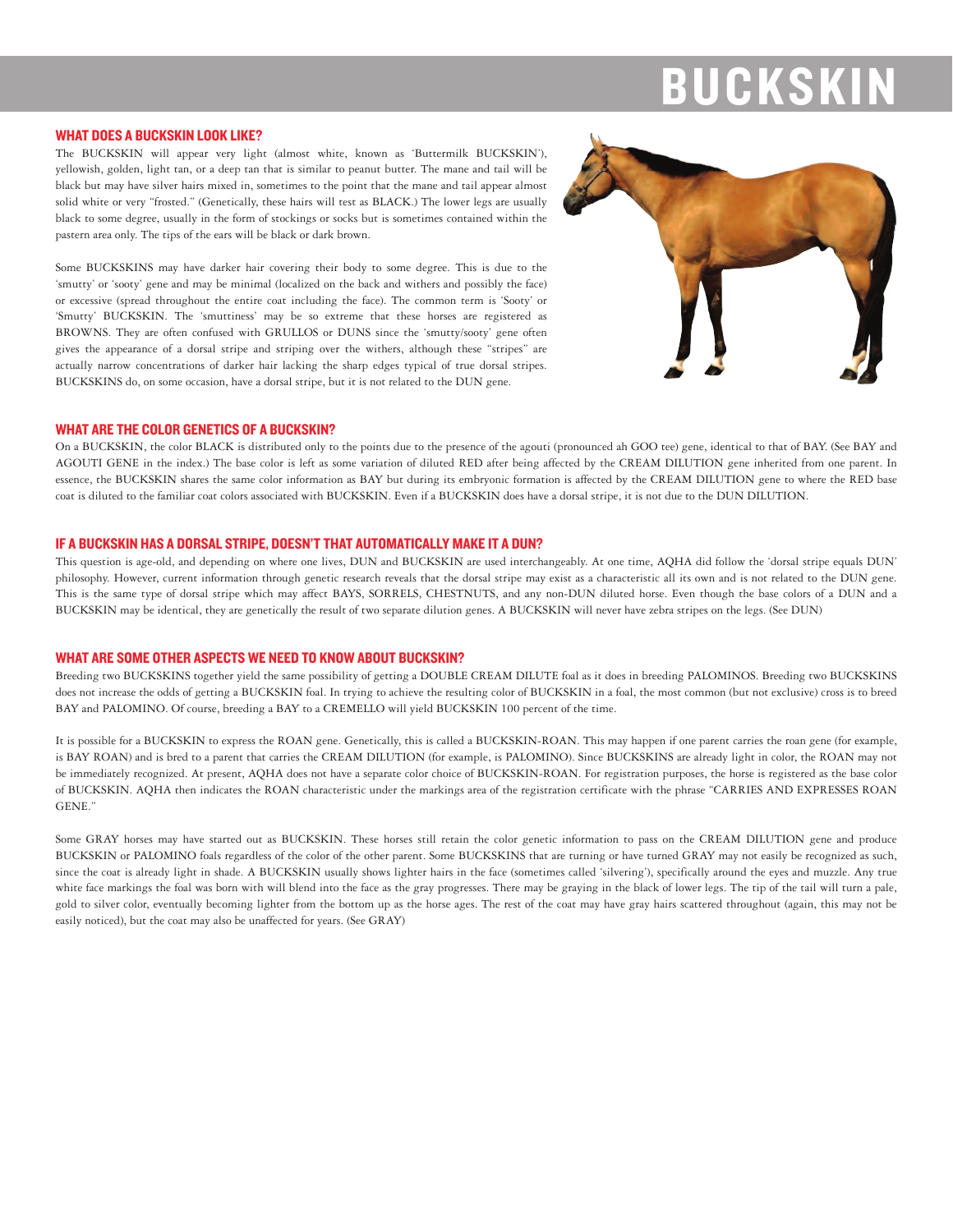# BUCKSKIN

## WHAT DOES A BUCKSKIN LOOK LIKE?

The BUCKSKIN will appear very light (almost white, known as 'Buttermilk BUCKSKIN'), yellowish, golden, light tan, or a deep tan that is similar to peanut butter. The mane and tail will be black but may have silver hairs mixed in, sometimes to the point that the mane and tail appear almost solid white or very "frosted." (Genetically, these hairs will test as BLACK.) The lower legs are usually black to some degree, usually in the form of stockings or socks but is sometimes contained within the pastern area only. The tips of the ears will be black or dark brown.

Some BUCKSKINS may have darker hair covering their body to some degree. This is due to the 'smutty' or 'sooty' gene and may be minimal (localized on the back and withers and possibly the face) or excessive (spread throughout the entire coat including the face). The common term is 'Sooty' or 'Smutty' BUCKSKIN. The 'smuttiness' may be so extreme that these horses are registered as BROWNS. They are often confused with GRULLOS or DUNS since the 'smutty/sooty' gene often gives the appearance of a dorsal stripe and striping over the withers, although these "stripes" are actually narrow concentrations of darker hair lacking the sharp edges typical of true dorsal stripes. BUCKSKINS do, on some occasion, have a dorsal stripe, but it is not related to the DUN gene.

## WHAT ARE THE COLOR GENETICS OF A BUCKSKIN?

On a BUCKSKIN, the color BLACK is distributed only to the points due to the presence of the agouti (pronounced ah GOO tee) gene, identical to that of BAY. (See BAY and AGOUTI GENE in the index.) The base color is left as some variation of diluted RED after being affected by the CREAM DILUTION gene inherited from one parent. In essence, the BUCKSKIN shares the same color information as BAY but during its embryonic formation is affected by the CREAM DILUTION gene to where the RED base coat is diluted to the familiar coat colors associated with BUCKSKIN. Even if a BUCKSKIN does have a dorsal stripe, it is not due to the DUN DILUTION.

## IF A BUCKSKIN HAS A DORSAL STRIPE, DOESN'T THAT AUTOMATICALLY MAKE IT A DUN?

This question is age-old, and depending on where one lives, DUN and BUCKSKIN are used interchangeably. At one time, AQHA did follow the 'dorsal stripe equals DUN' philosophy. However, current information through genetic research reveals that the dorsal stripe may exist as a characteristic all its own and is not related to the DUN gene. This is the same type of dorsal stripe which may affect BAYS, SORRELS, CHESTNUTS, and any non-DUN diluted horse. Even though the base colors of a DUN and a BUCKSKIN may be identical, they are genetically the result of two separate dilution genes. A BUCKSKIN will never have zebra stripes on the legs. (See DUN)

## WHAT ARE SOME OTHER ASPECTS WE NEED TO KNOW ABOUT BUCKSKIN?

Breeding two BUCKSKINS together yield the same possibility of getting a DOUBLE CREAM DILUTE foal as it does in breeding PALOMINOS. Breeding two BUCKSKINS does not increase the odds of getting a BUCKSKIN foal. In trying to achieve the resulting color of BUCKSKIN in a foal, the most common (but not exclusive) cross is to breed BAY and PALOMINO. Of course, breeding a BAY to a CREMELLO will yield BUCKSKIN 100 percent of the time.

It is possible for a BUCKSKIN to express the ROAN gene. Genetically, this is called a BUCKSKIN-ROAN. This may happen if one parent carries the roan gene (for example, is BAY ROAN) and is bred to a parent that carries the CREAM DILUTION (for example, is PALOMINO). Since BUCKSKINS are already light in color, the ROAN may not be immediately recognized. At present, AQHA does not have a separate color choice of BUCKSKIN-ROAN. For registration purposes, the horse is registered as the base color of BUCKSKIN. AQHA then indicates the ROAN characteristic under the markings area of the registration certificate with the phrase "CARRIES AND EXPRESSES ROAN GENE."

Some GRAY horses may have started out as BUCKSKIN. These horses still retain the color genetic information to pass on the CREAM DILUTION gene and produce BUCKSKIN or PALOMINO foals regardless of the color of the other parent. Some BUCKSKINS that are turning or have turned GRAY may not easily be recognized as such, since the coat is already light in shade. A BUCKSKIN usually shows lighter hairs in the face (sometimes called 'silvering'), specifically around the eyes and muzzle. Any true white face markings the foal was born with will blend into the face as the gray progresses. There may be graying in the black of lower legs. The tip of the tail will turn a pale, gold to silver color, eventually becoming lighter from the bottom up as the horse ages. The rest of the coat may have gray hairs scattered throughout (again, this may not be easily noticed), but the coat may also be unaffected for years. (See GRAY)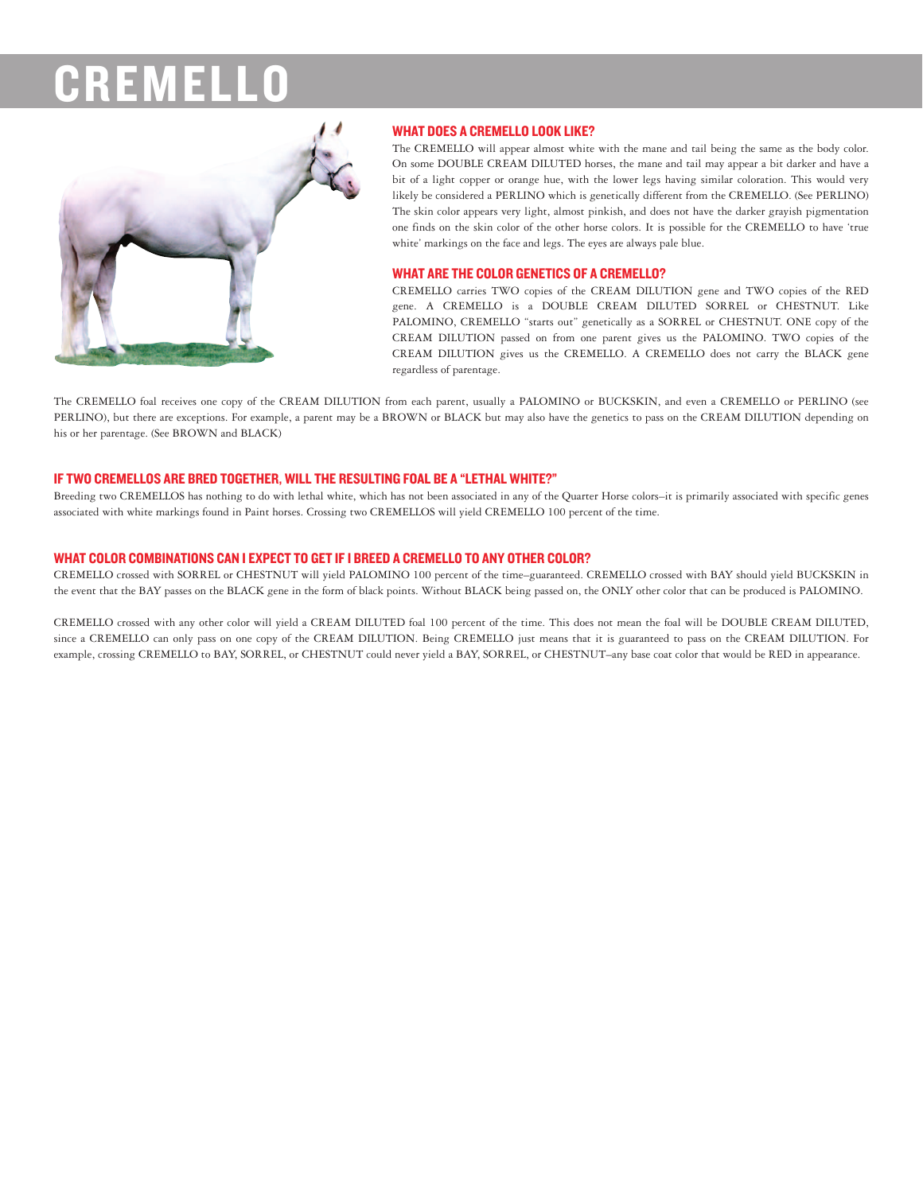# CREMELLO

## WHAT DOES A CREMELLO LOOK LIKE?

The CREMELLO will appear almost white with the mane and tail being the same as the body color. On some DOUBLE CREAM DILUTED horses, the mane and tail may appear a bit darker and have a bit of a light copper or orange hue, with the lower legs having similar coloration. This would very likely be considered a PERLINO which is genetically different from the CREMELLO. (See PERLINO) The skin color appears very light, almost pinkish, and does not have the darker grayish pigmentation one finds on the skin color of the other horse colors. It is possible for the CREMELLO to have 'true white' markings on the face and legs. The eyes are always pale blue.

## WHAT ARE THE COLOR GENETICS OF A CREMELLO?

CREMELLO carries TWO copies of the CREAM DILUTION gene and TWO copies of the RED gene. A CREMELLO is a DOUBLE CREAM DILUTED SORREL or CHESTNUT. Like PALOMINO, CREMELLO "starts out" genetically as a SORREL or CHESTNUT. ONE copy of the CREAM DILUTION passed on from one parent gives us the PALOMINO. TWO copies of the CREAM DILUTION gives us the CREMELLO. A CREMELLO does not carry the BLACK gene regardless of parentage.

The CREMELLO foal receives one copy of the CREAM DILUTION from each parent, usually a PALOMINO or BUCKSKIN, and even a CREMELLO or PERLINO (see PERLINO), but there are exceptions. For example, a parent may be a BROWN or BLACK but may also have the genetics to pass on the CREAM DILUTION depending on his or her parentage. (See BROWN and BLACK)

## IF TWO CREMELLOS ARE BRED TOGETHER, WILL THE RESULTING FOAL BE A "LETHAL WHITE?"

Breeding two CREMELLOS has nothing to do with lethal white, which has not been associated in any of the Quarter Horse colors–it is primarily associated with specific genes associated with white markings found in Paint horses. Crossing two CREMELLOS will yield CREMELLO 100 percent of the time.

## WHAT COLOR COMBINATIONS CAN I EXPECT TO GET IF I BREED A CREMELLO TO ANY OTHER COLOR?

CREMELLO crossed with SORREL or CHESTNUT will yield PALOMINO 100 percent of the time–guaranteed. CREMELLO crossed with BAY should yield BUCKSKIN in the event that the BAY passes on the BLACK gene in the form of black points. Without BLACK being passed on, the ONLY other color that can be produced is PALOMINO.

CREMELLO crossed with any other color will yield a CREAM DILUTED foal 100 percent of the time. This does not mean the foal will be DOUBLE CREAM DILUTED, since a CREMELLO can only pass on one copy of the CREAM DILUTION. Being CREMELLO just means that it is guaranteed to pass on the CREAM DILUTION. For example, crossing CREMELLO to BAY, SORREL, or CHESTNUT could never yield a BAY, SORREL, or CHESTNUT–any base coat color that would be RED in appearance.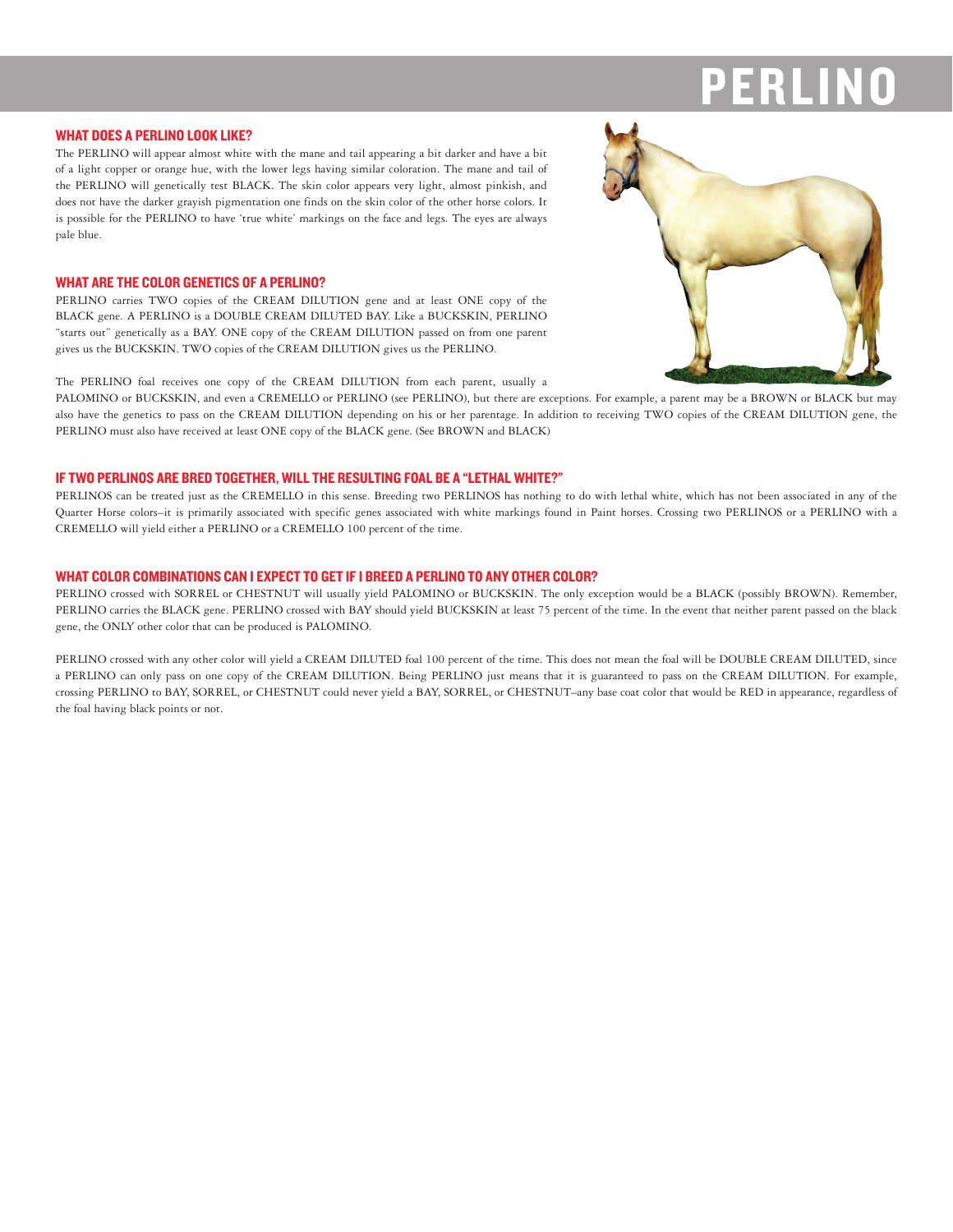# PERLINO

## WHAT DOES A PERLINO LOOK LIKE?

The PERLINO will appear almost white with the mane and tail appearing a bit darker and have a bit of a light copper or orange hue, with the lower legs having similar coloration. The mane and tail of the PERLINO will genetically test BLACK. The skin color appears very light, almost pinkish, and does not have the darker grayish pigmentation one finds on the skin color of the other horse colors. It is possible for the PERLINO to have 'true white' markings on the face and legs. The eyes are always pale blue.

## WHAT ARE THE COLOR GENETICS OF A PERLINO?

PERLINO carries TWO copies of the CREAM DILUTION gene and at least ONE copy of the BLACK gene. A PERLINO is a DOUBLE CREAM DILUTED BAY. Like a BUCKSKIN, PERLINO "starts out" genetically as a BAY. ONE copy of the CREAM DILUTION passed on from one parent gives us the BUCKSKIN. TWO copies of the CREAM DILUTION gives us the PERLINO.

The PERLINO foal receives one copy of the CREAM DILUTION from each parent, usually a PALOMINO or BUCKSKIN, and even a CREMELLO or PERLINO (see PERLINO), but there are exceptions. For example, a parent may be a BROWN or BLACK but may also have the genetics to pass on the CREAM DILUTION depending on his or her parentage. In addition to receiving TWO copies of the CREAM DILUTION gene, the PERLINO must also have received at least ONE copy of the BLACK gene. (See BROWN and BLACK)

## IF TWO PERLINOS ARE BRED TOGETHER, WILL THE RESULTING FOAL BE A "LETHAL WHITE?"

PERLINOS can be treated just as the CREMELLO in this sense. Breeding two PERLINOS has nothing to do with lethal white, which has not been associated in any of the Quarter Horse colors–it is primarily associated with specific genes associated with white markings found in Paint horses. Crossing two PERLINOS or a PERLINO with a CREMELLO will yield either a PERLINO or a CREMELLO 100 percent of the time.

## WHAT COLOR COMBINATIONS CAN I EXPECT TO GET IF I BREED A PERLINO TO ANY OTHER COLOR?

PERLINO crossed with SORREL or CHESTNUT will usually yield PALOMINO or BUCKSKIN. The only exception would be a BLACK (possibly BROWN). Remember, PERLINO carries the BLACK gene. PERLINO crossed with BAY should yield BUCKSKIN at least 75 percent of the time. In the event that neither parent passed on the black gene, the ONLY other color that can be produced is PALOMINO.

PERLINO crossed with any other color will yield a CREAM DILUTED foal 100 percent of the time. This does not mean the foal will be DOUBLE CREAM DILUTED, since a PERLINO can only pass on one copy of the CREAM DILUTION. Being PERLINO just means that it is guaranteed to pass on the CREAM DILUTION. For example, crossing PERLINO to BAY, SORREL, or CHESTNUT could never yield a BAY, SORREL, or CHESTNUT–any base coat color that would be RED in appearance, regardless of the foal having black points or not.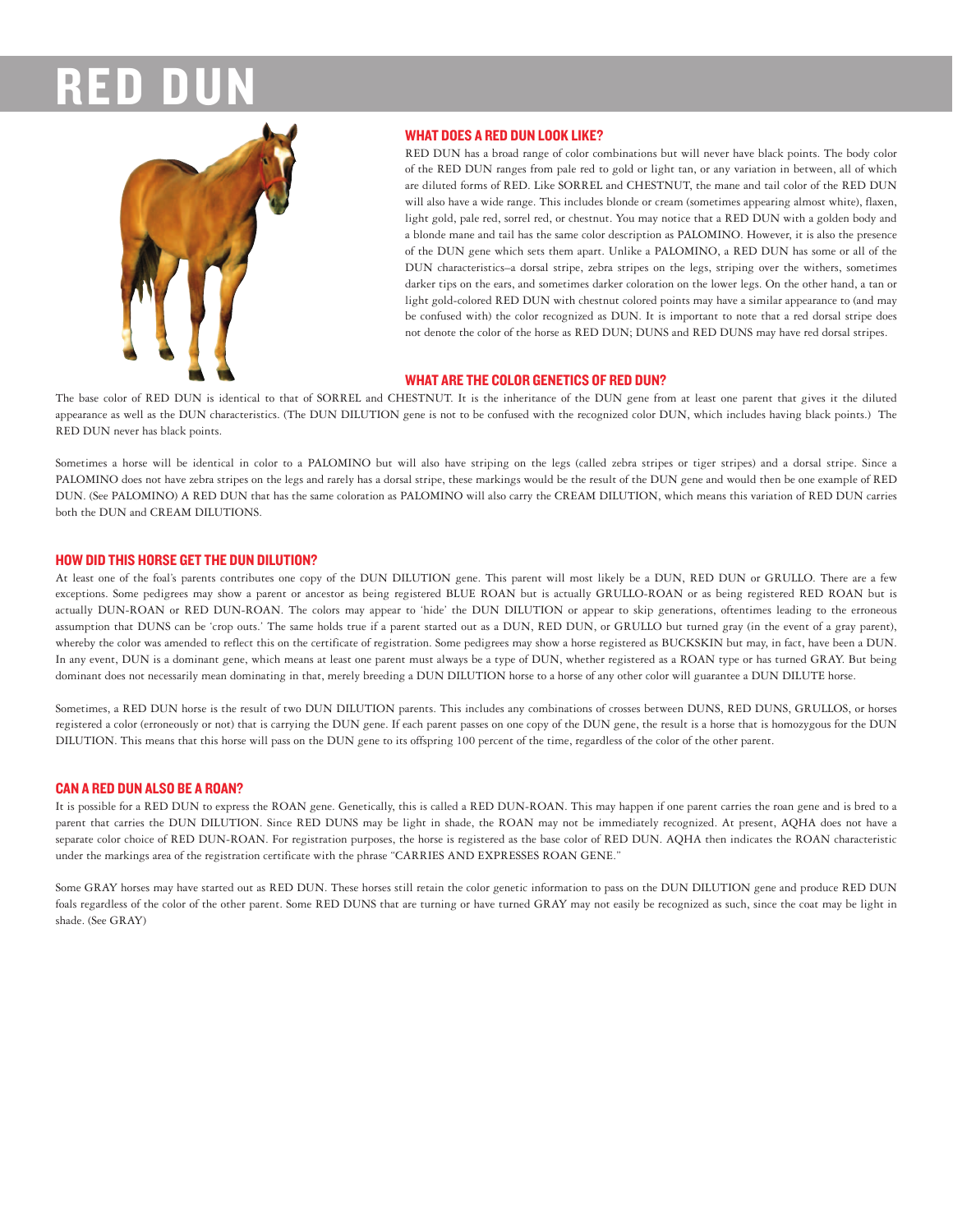# RED DUN

## WHAT DOES A RED DUN LOOK LIKE?

RED DUN has a broad range of color combinations but will never have black points. The body color of the RED DUN ranges from pale red to gold or light tan, or any variation in between, all of which are diluted forms of RED. Like SORREL and CHESTNUT, the mane and tail color of the RED DUN will also have a wide range. This includes blonde or cream (sometimes appearing almost white), flaxen, light gold, pale red, sorrel red, or chestnut. You may notice that a RED DUN with a golden body and a blonde mane and tail has the same color description as PALOMINO. However, it is also the presence of the DUN gene which sets them apart. Unlike a PALOMINO, a RED DUN has some or all of the DUN characteristics–a dorsal stripe, zebra stripes on the legs, striping over the withers, sometimes darker tips on the ears, and sometimes darker coloration on the lower legs. On the other hand, a tan or light gold-colored RED DUN with chestnut colored points may have a similar appearance to (and may be confused with) the color recognized as DUN. It is important to note that a red dorsal stripe does not denote the color of the horse as RED DUN; DUNS and RED DUNS may have red dorsal stripes.

## WHAT ARE THE COLOR GENETICS OF RED DUN?

The base color of RED DUN is identical to that of SORREL and CHESTNUT. It is the inheritance of the DUN gene from at least one parent that gives it the diluted appearance as well as the DUN characteristics. (The DUN DILUTION gene is not to be confused with the recognized color DUN, which includes having black points.) The RED DUN never has black points.

Sometimes a horse will be identical in color to a PALOMINO but will also have striping on the legs (called zebra stripes or tiger stripes) and a dorsal stripe. Since a PALOMINO does not have zebra stripes on the legs and rarely has a dorsal stripe, these markings would be the result of the DUN gene and would then be one example of RED DUN. (See PALOMINO) A RED DUN that has the same coloration as PALOMINO will also carry the CREAM DILUTION, which means this variation of RED DUN carries both the DUN and CREAM DILUTIONS.

## HOW DID THIS HORSE GET THE DUN DILUTION?

At least one of the foal's parents contributes one copy of the DUN DILUTION gene. This parent will most likely be a DUN, RED DUN or GRULLO. There are a few exceptions. Some pedigrees may show a parent or ancestor as being registered BLUE ROAN but is actually GRULLO-ROAN or as being registered RED ROAN but is actually DUN-ROAN or RED DUN-ROAN. The colors may appear to 'hide' the DUN DILUTION or appear to skip generations, oftentimes leading to the erroneous assumption that DUNS can be 'crop outs.' The same holds true if a parent started out as a DUN, RED DUN, or GRULLO but turned gray (in the event of a gray parent), whereby the color was amended to reflect this on the certificate of registration. Some pedigrees may show a horse registered as BUCKSKIN but may, in fact, have been a DUN. In any event, DUN is a dominant gene, which means at least one parent must always be a type of DUN, whether registered as a ROAN type or has turned GRAY. But being dominant does not necessarily mean dominating in that, merely breeding a DUN DILUTION horse to a horse of any other color will guarantee a DUN DILUTE horse.

Sometimes, a RED DUN horse is the result of two DUN DILUTION parents. This includes any combinations of crosses between DUNS, RED DUNS, GRULLOS, or horses registered a color (erroneously or not) that is carrying the DUN gene. If each parent passes on one copy of the DUN gene, the result is a horse that is homozygous for the DUN DILUTION. This means that this horse will pass on the DUN gene to its offspring 100 percent of the time, regardless of the color of the other parent.

## CAN A RED DUN ALSO BE A ROAN?

It is possible for a RED DUN to express the ROAN gene. Genetically, this is called a RED DUN-ROAN. This may happen if one parent carries the roan gene and is bred to a parent that carries the DUN DILUTION. Since RED DUNS may be light in shade, the ROAN may not be immediately recognized. At present, AQHA does not have a separate color choice of RED DUN-ROAN. For registration purposes, the horse is registered as the base color of RED DUN. AQHA then indicates the ROAN characteristic under the markings area of the registration certificate with the phrase "CARRIES AND EXPRESSES ROAN GENE."

Some GRAY horses may have started out as RED DUN. These horses still retain the color genetic information to pass on the DUN DILUTION gene and produce RED DUN foals regardless of the color of the other parent. Some RED DUNS that are turning or have turned GRAY may not easily be recognized as such, since the coat may be light in shade. (See GRAY)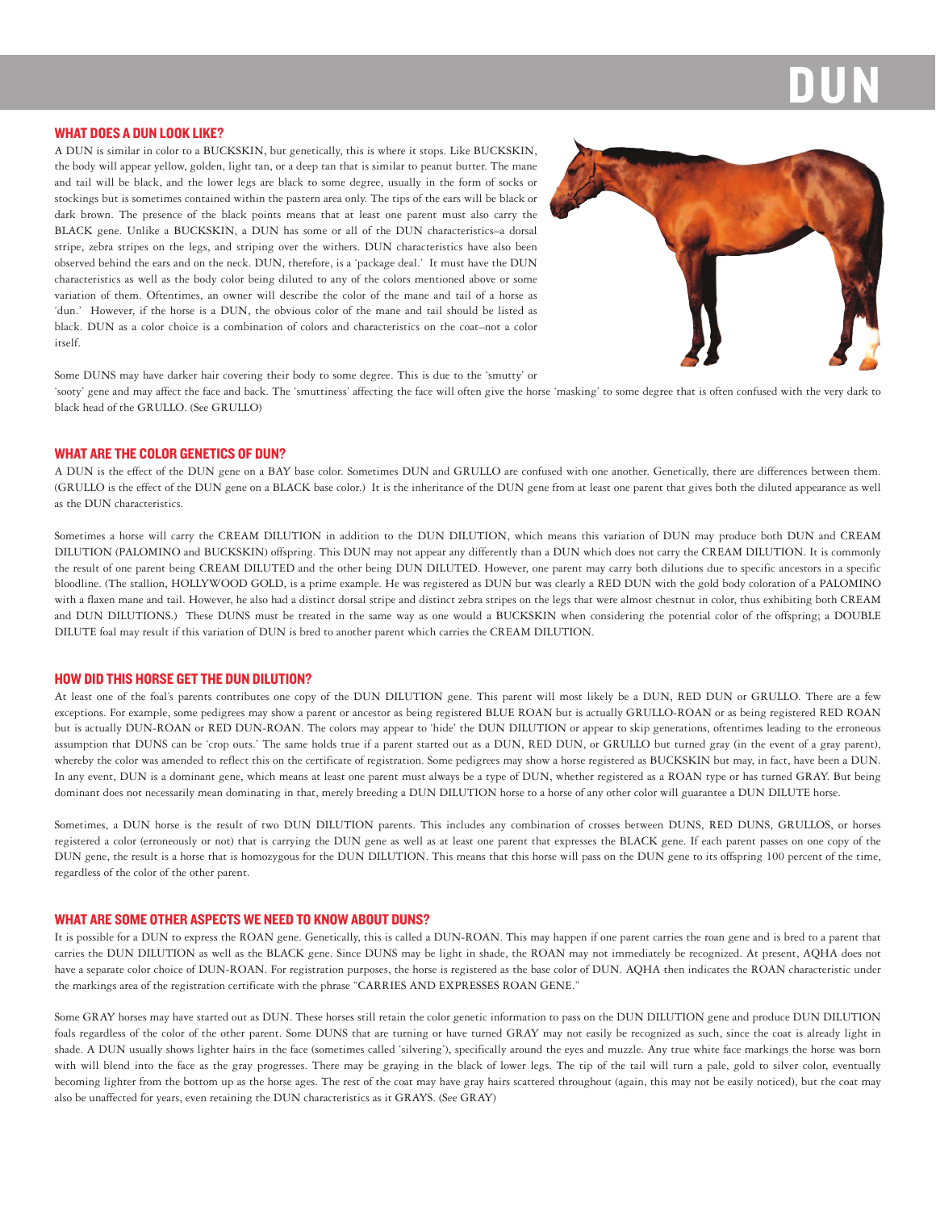# DUN

## WHAT DOES A DUN LOOK LIKE?

A DUN is similar in color to a BUCKSKIN, but genetically, this is where it stops. Like BUCKSKIN, the body will appear yellow, golden, light tan, or a deep tan that is similar to peanut butter. The mane and tail will be black, and the lower legs are black to some degree, usually in the form of socks or stockings but is sometimes contained within the pastern area only. The tips of the ears will be black or dark brown. The presence of the black points means that at least one parent must also carry the BLACK gene. Unlike a BUCKSKIN, a DUN has some or all of the DUN characteristics–a dorsal stripe, zebra stripes on the legs, and striping over the withers. DUN characteristics have also been observed behind the ears and on the neck. DUN, therefore, is a 'package deal.' It must have the DUN characteristics as well as the body color being diluted to any of the colors mentioned above or some variation of them. Oftentimes, an owner will describe the color of the mane and tail of a horse as 'dun.' However, if the horse is a DUN, the obvious color of the mane and tail should be listed as black. DUN as a color choice is a combination of colors and characteristics on the coat–not a color itself.

Some DUNS may have darker hair covering their body to some degree. This is due to the 'smutty' or 'sooty' gene and may affect the face and back. The 'smuttiness' affecting the face will often give the horse 'masking' to some degree that is often confused with the very dark to black head of the GRULLO. (See GRULLO)

## WHAT ARE THE COLOR GENETICS OF DUN?

A DUN is the effect of the DUN gene on a BAY base color. Sometimes DUN and GRULLO are confused with one another. Genetically, there are differences between them. (GRULLO is the effect of the DUN gene on a BLACK base color.) It is the inheritance of the DUN gene from at least one parent that gives both the diluted appearance as well as the DUN characteristics.

Sometimes a horse will carry the CREAM DILUTION in addition to the DUN DILUTION, which means this variation of DUN may produce both DUN and CREAM DILUTION (PALOMINO and BUCKSKIN) offspring. This DUN may not appear any differently than a DUN which does not carry the CREAM DILUTION. It is commonly the result of one parent being CREAM DILUTED and the other being DUN DILUTED. However, one parent may carry both dilutions due to specific ancestors in a specific bloodline. (The stallion, HOLLYWOOD GOLD, is a prime example. He was registered as DUN but was clearly a RED DUN with the gold body coloration of a PALOMINO with a flaxen mane and tail. However, he also had a distinct dorsal stripe and distinct zebra stripes on the legs that were almost chestnut in color, thus exhibiting both CREAM and DUN DILUTIONS.) These DUNS must be treated in the same way as one would a BUCKSKIN when considering the potential color of the offspring; a DOUBLE DILUTE foal may result if this variation of DUN is bred to another parent which carries the CREAM DILUTION.

## HOW DID THIS HORSE GET THE DUN DILUTION?

At least one of the foal's parents contributes one copy of the DUN DILUTION gene. This parent will most likely be a DUN, RED DUN or GRULLO. There are a few exceptions. For example, some pedigrees may show a parent or ancestor as being registered BLUE ROAN but is actually GRULLO-ROAN or as being registered RED ROAN but is actually DUN-ROAN or RED DUN-ROAN. The colors may appear to 'hide' the DUN DILUTION or appear to skip generations, oftentimes leading to the erroneous assumption that DUNS can be 'crop outs.' The same holds true if a parent started out as a DUN, RED DUN, or GRULLO but turned gray (in the event of a gray parent), whereby the color was amended to reflect this on the certificate of registration. Some pedigrees may show a horse registered as BUCKSKIN but may, in fact, have been a DUN. In any event, DUN is a dominant gene, which means at least one parent must always be a type of DUN, whether registered as a ROAN type or has turned GRAY. But being dominant does not necessarily mean dominating in that, merely breeding a DUN DILUTION horse to a horse of any other color will guarantee a DUN DILUTE horse.

Sometimes, a DUN horse is the result of two DUN DILUTION parents. This includes any combination of crosses between DUNS, RED DUNS, GRULLOS, or horses registered a color (erroneously or not) that is carrying the DUN gene as well as at least one parent that expresses the BLACK gene. If each parent passes on one copy of the DUN gene, the result is a horse that is homozygous for the DUN DILUTION. This means that this horse will pass on the DUN gene to its offspring 100 percent of the time, regardless of the color of the other parent.

## WHAT ARE SOME OTHER ASPECTS WE NEED TO KNOW ABOUT DUNS?

It is possible for a DUN to express the ROAN gene. Genetically, this is called a DUN-ROAN. This may happen if one parent carries the roan gene and is bred to a parent that carries the DUN DILUTION as well as the BLACK gene. Since DUNS may be light in shade, the ROAN may not immediately be recognized. At present, AQHA does not have a separate color choice of DUN-ROAN. For registration purposes, the horse is registered as the base color of DUN. AQHA then indicates the ROAN characteristic under the markings area of the registration certificate with the phrase "CARRIES AND EXPRESSES ROAN GENE."

Some GRAY horses may have started out as DUN. These horses still retain the color genetic information to pass on the DUN DILUTION gene and produce DUN DILUTION foals regardless of the color of the other parent. Some DUNS that are turning or have turned GRAY may not easily be recognized as such, since the coat is already light in shade. A DUN usually shows lighter hairs in the face (sometimes called 'silvering'), specifically around the eyes and muzzle. Any true white face markings the horse was born with will blend into the face as the gray progresses. There may be graying in the black of lower legs. The tip of the tail will turn a pale, gold to silver color, eventually becoming lighter from the bottom up as the horse ages. The rest of the coat may have gray hairs scattered throughout (again, this may not be easily noticed), but the coat may also be unaffected for years, even retaining the DUN characteristics as it GRAYS. (See GRAY)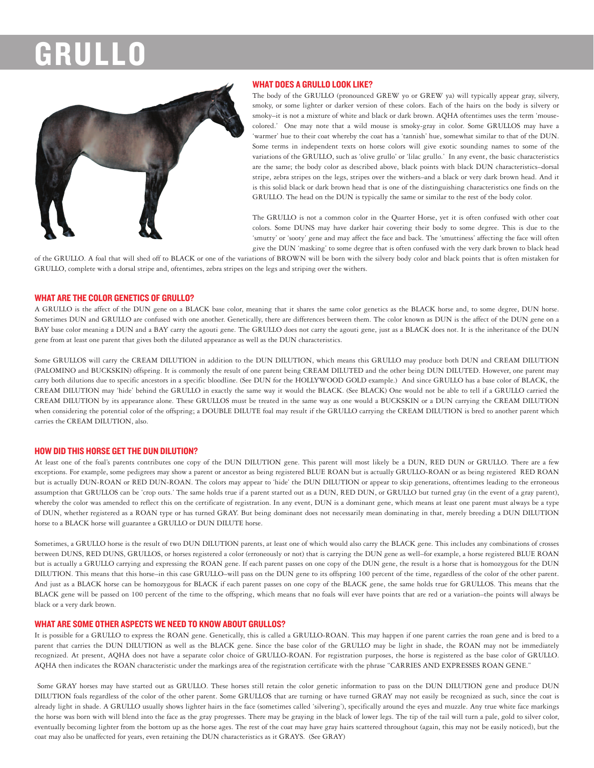# GRULLO

## WHAT DOES A GRULLO LOOK LIKE?

The body of the GRULLO (pronounced GREW yo or GREW ya) will typically appear gray, silvery, smoky, or some lighter or darker version of these colors. Each of the hairs on the body is silvery or smoky–it is not a mixture of white and black or dark brown. AQHA oftentimes uses the term 'mouse-colored.' One may note that a wild mouse is smoky-gray in color. Some GRULLOS may have a 'warmer' hue to their coat whereby the coat has a 'tannish' hue, somewhat similar to that of the DUN. Some terms in independent texts on horse colors will give exotic sounding names to some of the variations of the GRULLO, such as 'olive grullo' or 'lilac grullo.' In any event, the basic characteristics are the same; the body color as described above, black points with black DUN characteristics–dorsal stripe, zebra stripes on the legs, stripes over the withers–and a black or very dark brown head. And it is this solid black or dark brown head that is one of the distinguishing characteristics one finds on the GRULLO. The head on the DUN is typically the same or similar to the rest of the body color.

The GRULLO is not a common color in the Quarter Horse, yet it is often confused with other coat colors. Some DUNS may have darker hair covering their body to some degree. This is due to the 'smutty' or 'sooty' gene and may affect the face and back. The 'smuttiness' affecting the face will often give the DUN 'masking' to some degree that is often confused with the very dark brown to black head of the GRULLO. A foal that will shed off to BLACK or one of the variations of BROWN will be born with the silvery body color and black points that is often mistaken for GRULLO, complete with a dorsal stripe and, oftentimes, zebra stripes on the legs and striping over the withers.

## WHAT ARE THE COLOR GENETICS OF GRULLO?

A GRULLO is the affect of the DUN gene on a BLACK base color, meaning that it shares the same color genetics as the BLACK horse and, to some degree, DUN horse. Sometimes DUN and GRULLO are confused with one another. Genetically, there are differences between them. The color known as DUN is the affect of the DUN gene on a BAY base color meaning a DUN and a BAY carry the agouti gene. The GRULLO does not carry the agouti gene, just as a BLACK does not. It is the inheritance of the DUN gene from at least one parent that gives both the diluted appearance as well as the DUN characteristics.

Some GRULLOS will carry the CREAM DILUTION in addition to the DUN DILUTION, which means this GRULLO may produce both DUN and CREAM DILUTION (PALOMINO and BUCKSKIN) offspring. It is commonly the result of one parent being CREAM DILUTED and the other being DUN DILUTED. However, one parent may carry both dilutions due to specific ancestors in a specific bloodline. (See DUN for the HOLLYWOOD GOLD example.) And since GRULLO has a base color of BLACK, the CREAM DILUTION may 'hide' behind the GRULLO in exactly the same way it would the BLACK. (See BLACK) One would not be able to tell if a GRULLO carried the CREAM DILUTION by its appearance alone. These GRULLOS must be treated in the same way as one would a BUCKSKIN or a DUN carrying the CREAM DILUTION when considering the potential color of the offspring; a DOUBLE DILUTE foal may result if the GRULLO carrying the CREAM DILUTION is bred to another parent which carries the CREAM DILUTION, also.

## HOW DID THIS HORSE GET THE DUN DILUTION?

At least one of the foal's parents contributes one copy of the DUN DILUTION gene. This parent will most likely be a DUN, RED DUN or GRULLO. There are a few exceptions. For example, some pedigrees may show a parent or ancestor as being registered BLUE ROAN but is actually GRULLO-ROAN or as being registered RED ROAN but is actually DUN-ROAN or RED DUN-ROAN. The colors may appear to 'hide' the DUN DILUTION or appear to skip generations, oftentimes leading to the erroneous assumption that GRULLOS can be 'crop outs.' The same holds true if a parent started out as a DUN, RED DUN, or GRULLO but turned gray (in the event of a gray parent), whereby the color was amended to reflect this on the certificate of registration. In any event, DUN is a dominant gene, which means at least one parent must always be a type of DUN, whether registered as a ROAN type or has turned GRAY. But being dominant does not necessarily mean dominating in that, merely breeding a DUN DILUTION horse to a BLACK horse will guarantee a GRULLO or DUN DILUTE horse.

Sometimes, a GRULLO horse is the result of two DUN DILUTION parents, at least one of which would also carry the BLACK gene. This includes any combinations of crosses between DUNS, RED DUNS, GRULLOS, or horses registered a color (erroneously or not) that is carrying the DUN gene as well–for example, a horse registered BLUE ROAN but is actually a GRULLO carrying and expressing the ROAN gene. If each parent passes on one copy of the DUN gene, the result is a horse that is homozygous for the DUN DILUTION. This means that this horse–in this case GRULLO–will pass on the DUN gene to its offspring 100 percent of the time, regardless of the color of the other parent. And just as a BLACK horse can be homozygous for BLACK if each parent passes on one copy of the BLACK gene, the same holds true for GRULLOS. This means that the BLACK gene will be passed on 100 percent of the time to the offspring, which means that no foals will ever have points that are red or a variation–the points will always be black or a very dark brown.

## WHAT ARE SOME OTHER ASPECTS WE NEED TO KNOW ABOUT GRULLOS?

It is possible for a GRULLO to express the ROAN gene. Genetically, this is called a GRULLO-ROAN. This may happen if one parent carries the roan gene and is bred to a parent that carries the DUN DILUTION as well as the BLACK gene. Since the base color of the GRULLO may be light in shade, the ROAN may not be immediately recognized. At present, AQHA does not have a separate color choice of GRULLO-ROAN. For registration purposes, the horse is registered as the base color of GRULLO. AQHA then indicates the ROAN characteristic under the markings area of the registration certificate with the phrase "CARRIES AND EXPRESSES ROAN GENE."

Some GRAY horses may have started out as GRULLO. These horses still retain the color genetic information to pass on the DUN DILUTION gene and produce DUN DILUTION foals regardless of the color of the other parent. Some GRULLOS that are turning or have turned GRAY may not easily be recognized as such, since the coat is already light in shade. A GRULLO usually shows lighter hairs in the face (sometimes called 'silvering'), specifically around the eyes and muzzle. Any true white face markings the horse was born with will blend into the face as the gray progresses. There may be graying in the black of lower legs. The tip of the tail will turn a pale, gold to silver color, eventually becoming lighter from the bottom up as the horse ages. The rest of the coat may have gray hairs scattered throughout (again, this may not be easily noticed), but the coat may also be unaffected for years, even retaining the DUN characteristics as it GRAYS. (See GRAY)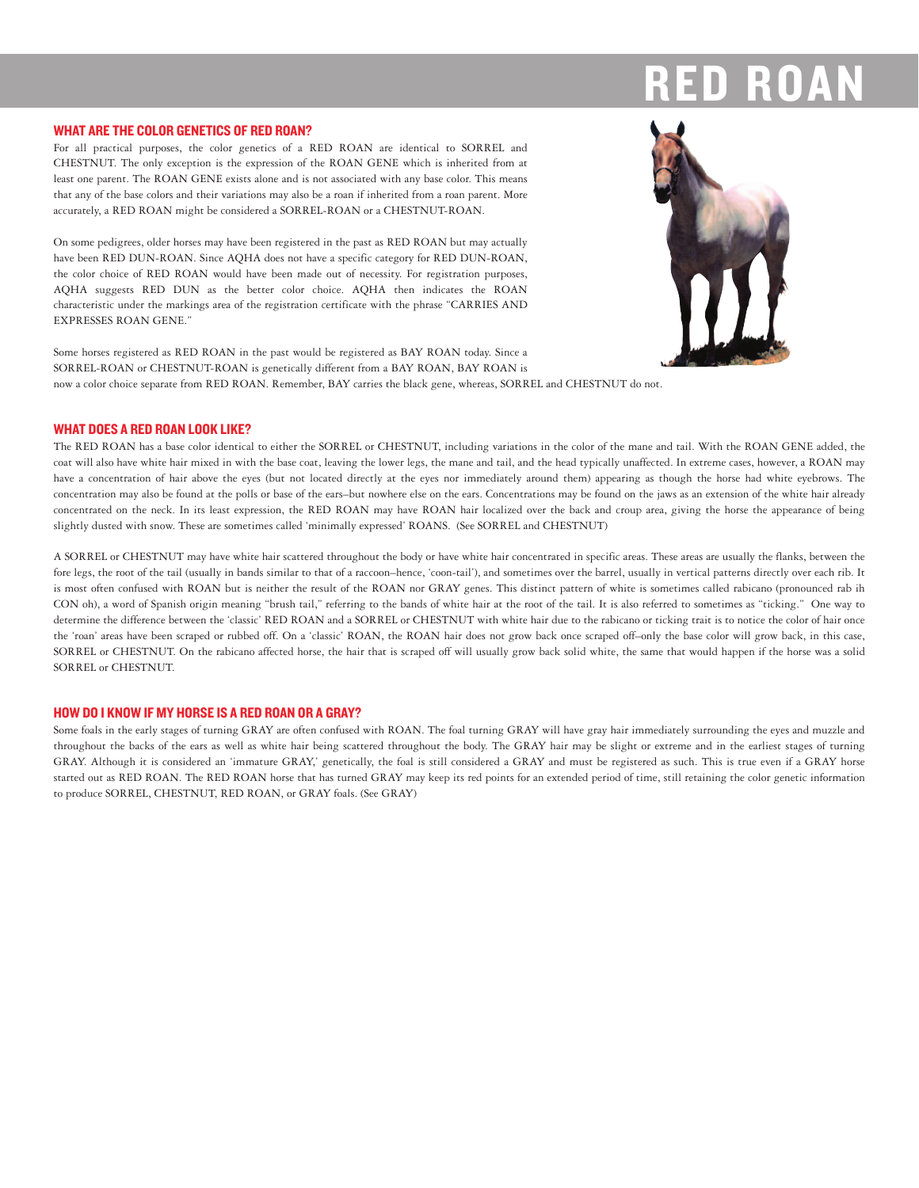# RED ROAN

## WHAT ARE THE COLOR GENETICS OF RED ROAN?

For all practical purposes, the color genetics of a RED ROAN are identical to SORREL and CHESTNUT. The only exception is the expression of the ROAN GENE which is inherited from at least one parent. The ROAN GENE exists alone and is not associated with any base color. This means that any of the base colors and their variations may also be a roan if inherited from a roan parent. More accurately, a RED ROAN might be considered a SORREL-ROAN or a CHESTNUT-ROAN.

On some pedigrees, older horses may have been registered in the past as RED ROAN but may actually have been RED DUN-ROAN. Since AQHA does not have a specific category for RED DUN-ROAN, the color choice of RED ROAN would have been made out of necessity. For registration purposes, AQHA suggests RED DUN as the better color choice. AQHA then indicates the ROAN characteristic under the markings area of the registration certificate with the phrase "CARRIES AND EXPRESSES ROAN GENE."

Some horses registered as RED ROAN in the past would be registered as BAY ROAN today. Since a SORREL-ROAN or CHESTNUT-ROAN is genetically different from a BAY ROAN, BAY ROAN is now a color choice separate from RED ROAN. Remember, BAY carries the black gene, whereas, SORREL and CHESTNUT do not.

## WHAT DOES A RED ROAN LOOK LIKE?

The RED ROAN has a base color identical to either the SORREL or CHESTNUT, including variations in the color of the mane and tail. With the ROAN GENE added, the coat will also have white hair mixed in with the base coat, leaving the lower legs, the mane and tail, and the head typically unaffected. In extreme cases, however, a ROAN may have a concentration of hair above the eyes (but not located directly at the eyes nor immediately around them) appearing as though the horse had white eyebrows. The concentration may also be found at the polls or base of the ears–but nowhere else on the ears. Concentrations may be found on the jaws as an extension of the white hair already concentrated on the neck. In its least expression, the RED ROAN may have ROAN hair localized over the back and croup area, giving the horse the appearance of being slightly dusted with snow. These are sometimes called 'minimally expressed' ROANS. (See SORREL and CHESTNUT)

A SORREL or CHESTNUT may have white hair scattered throughout the body or have white hair concentrated in specific areas. These areas are usually the flanks, between the fore legs, the root of the tail (usually in bands similar to that of a raccoon–hence, 'coon-tail'), and sometimes over the barrel, usually in vertical patterns directly over each rib. It is most often confused with ROAN but is neither the result of the ROAN nor GRAY genes. This distinct pattern of white is sometimes called rabicano (pronounced rab ih CON oh), a word of Spanish origin meaning "brush tail," referring to the bands of white hair at the root of the tail. It is also referred to sometimes as "ticking." One way to determine the difference between the 'classic' RED ROAN and a SORREL or CHESTNUT with white hair due to the rabicano or ticking trait is to notice the color of hair once the 'roan' areas have been scraped or rubbed off. On a 'classic' ROAN, the ROAN hair does not grow back once scraped off–only the base color will grow back, in this case, SORREL or CHESTNUT. On the rabicano affected horse, the hair that is scraped off will usually grow back solid white, the same that would happen if the horse was a solid SORREL or CHESTNUT.

## HOW DO I KNOW IF MY HORSE IS A RED ROAN OR A GRAY?

Some foals in the early stages of turning GRAY are often confused with ROAN. The foal turning GRAY will have gray hair immediately surrounding the eyes and muzzle and throughout the backs of the ears as well as white hair being scattered throughout the body. The GRAY hair may be slight or extreme and in the earliest stages of turning GRAY. Although it is considered an 'immature GRAY,' genetically, the foal is still considered a GRAY and must be registered as such. This is true even if a GRAY horse started out as RED ROAN. The RED ROAN horse that has turned GRAY may keep its red points for an extended period of time, still retaining the color genetic information to produce SORREL, CHESTNUT, RED ROAN, or GRAY foals. (See GRAY)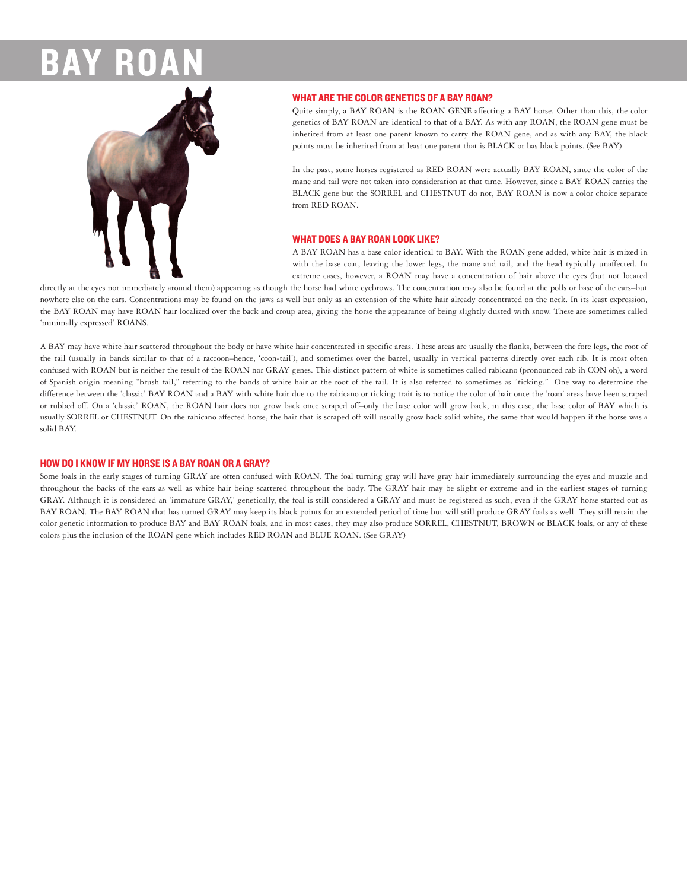# BAY ROAN

## WHAT ARE THE COLOR GENETICS OF A BAY ROAN?

Quite simply, a BAY ROAN is the ROAN GENE affecting a BAY horse. Other than this, the color genetics of BAY ROAN are identical to that of a BAY. As with any ROAN, the ROAN gene must be inherited from at least one parent known to carry the ROAN gene, and as with any BAY, the black points must be inherited from at least one parent that is BLACK or has black points. (See BAY)

In the past, some horses registered as RED ROAN were actually BAY ROAN, since the color of the mane and tail were not taken into consideration at that time. However, since a BAY ROAN carries the BLACK gene but the SORREL and CHESTNUT do not, BAY ROAN is now a color choice separate from RED ROAN.

## WHAT DOES A BAY ROAN LOOK LIKE?

A BAY ROAN has a base color identical to BAY. With the ROAN gene added, white hair is mixed in with the base coat, leaving the lower legs, the mane and tail, and the head typically unaffected. In extreme cases, however, a ROAN may have a concentration of hair above the eyes (but not located directly at the eyes nor immediately around them) appearing as though the horse had white eyebrows. The concentration may also be found at the polls or base of the ears–but nowhere else on the ears. Concentrations may be found on the jaws as well but only as an extension of the white hair already concentrated on the neck. In its least expression, the BAY ROAN may have ROAN hair localized over the back and croup area, giving the horse the appearance of being slightly dusted with snow. These are sometimes called 'minimally expressed' ROANS.

A BAY may have white hair scattered throughout the body or have white hair concentrated in specific areas. These areas are usually the flanks, between the fore legs, the root of the tail (usually in bands similar to that of a raccoon–hence, 'coon-tail'), and sometimes over the barrel, usually in vertical patterns directly over each rib. It is most often confused with ROAN but is neither the result of the ROAN nor GRAY genes. This distinct pattern of white is sometimes called rabicano (pronounced rab ih CON oh), a word of Spanish origin meaning "brush tail," referring to the bands of white hair at the root of the tail. It is also referred to sometimes as "ticking." One way to determine the difference between the 'classic' BAY ROAN and a BAY with white hair due to the rabicano or ticking trait is to notice the color of hair once the 'roan' areas have been scraped or rubbed off. On a 'classic' ROAN, the ROAN hair does not grow back once scraped off–only the base color will grow back, in this case, the base color of BAY which is usually SORREL or CHESTNUT. On the rabicano affected horse, the hair that is scraped off will usually grow back solid white, the same that would happen if the horse was a solid BAY.

## HOW DO I KNOW IF MY HORSE IS A BAY ROAN OR A GRAY?

Some foals in the early stages of turning GRAY are often confused with ROAN. The foal turning gray will have gray hair immediately surrounding the eyes and muzzle and throughout the backs of the ears as well as white hair being scattered throughout the body. The GRAY hair may be slight or extreme and in the earliest stages of turning GRAY. Although it is considered an 'immature GRAY,' genetically, the foal is still considered a GRAY and must be registered as such, even if the GRAY horse started out as BAY ROAN. The BAY ROAN that has turned GRAY may keep its black points for an extended period of time but will still produce GRAY foals as well. They still retain the color genetic information to produce BAY and BAY ROAN foals, and in most cases, they may also produce SORREL, CHESTNUT, BROWN or BLACK foals, or any of these colors plus the inclusion of the ROAN gene which includes RED ROAN and BLUE ROAN. (See GRAY)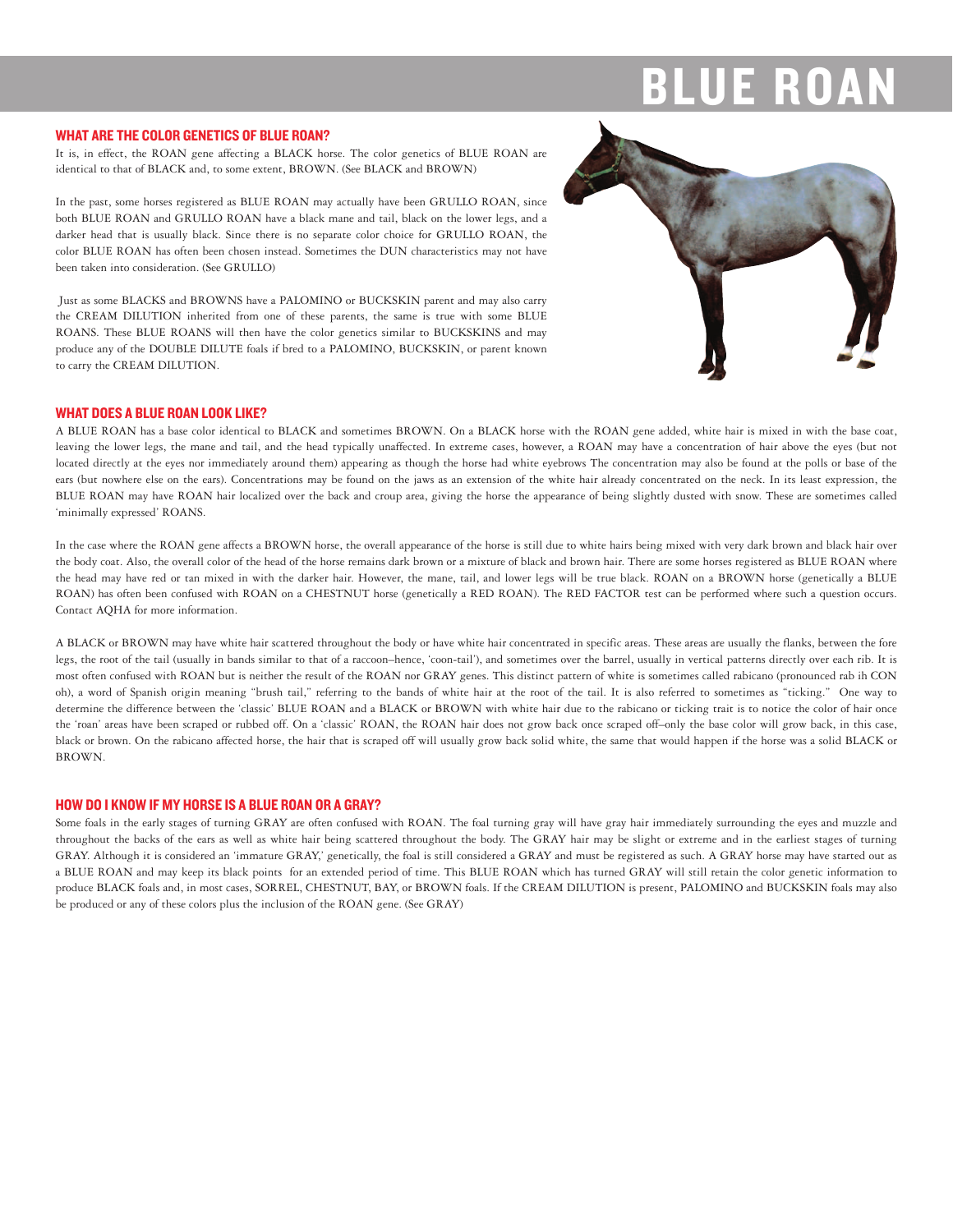# BLUE ROAN

## WHAT ARE THE COLOR GENETICS OF BLUE ROAN?

It is, in effect, the ROAN gene affecting a BLACK horse. The color genetics of BLUE ROAN are identical to that of BLACK and, to some extent, BROWN. (See BLACK and BROWN)

In the past, some horses registered as BLUE ROAN may actually have been GRULLO ROAN, since both BLUE ROAN and GRULLO ROAN have a black mane and tail, black on the lower legs, and a darker head that is usually black. Since there is no separate color choice for GRULLO ROAN, the color BLUE ROAN has often been chosen instead. Sometimes the DUN characteristics may not have been taken into consideration. (See GRULLO)

Just as some BLACKS and BROWNS have a PALOMINO or BUCKSKIN parent and may also carry the CREAM DILUTION inherited from one of these parents, the same is true with some BLUE ROANS. These BLUE ROANS will then have the color genetics similar to BUCKSKINS and may produce any of the DOUBLE DILUTE foals if bred to a PALOMINO, BUCKSKIN, or parent known to carry the CREAM DILUTION.

## WHAT DOES A BLUE ROAN LOOK LIKE?

A BLUE ROAN has a base color identical to BLACK and sometimes BROWN. On a BLACK horse with the ROAN gene added, white hair is mixed in with the base coat, leaving the lower legs, the mane and tail, and the head typically unaffected. In extreme cases, however, a ROAN may have a concentration of hair above the eyes (but not located directly at the eyes nor immediately around them) appearing as though the horse had white eyebrows The concentration may also be found at the polls or base of the ears (but nowhere else on the ears). Concentrations may be found on the jaws as an extension of the white hair already concentrated on the neck. In its least expression, the BLUE ROAN may have ROAN hair localized over the back and croup area, giving the horse the appearance of being slightly dusted with snow. These are sometimes called 'minimally expressed' ROANS.

In the case where the ROAN gene affects a BROWN horse, the overall appearance of the horse is still due to white hairs being mixed with very dark brown and black hair over the body coat. Also, the overall color of the head of the horse remains dark brown or a mixture of black and brown hair. There are some horses registered as BLUE ROAN where the head may have red or tan mixed in with the darker hair. However, the mane, tail, and lower legs will be true black. ROAN on a BROWN horse (genetically a BLUE ROAN) has often been confused with ROAN on a CHESTNUT horse (genetically a RED ROAN). The RED FACTOR test can be performed where such a question occurs. Contact AQHA for more information.

A BLACK or BROWN may have white hair scattered throughout the body or have white hair concentrated in specific areas. These areas are usually the flanks, between the fore legs, the root of the tail (usually in bands similar to that of a raccoon–hence, 'coon-tail'), and sometimes over the barrel, usually in vertical patterns directly over each rib. It is most often confused with ROAN but is neither the result of the ROAN nor GRAY genes. This distinct pattern of white is sometimes called rabicano (pronounced rab ih CON oh), a word of Spanish origin meaning "brush tail," referring to the bands of white hair at the root of the tail. It is also referred to sometimes as "ticking." One way to determine the difference between the 'classic' BLUE ROAN and a BLACK or BROWN with white hair due to the rabicano or ticking trait is to notice the color of hair once the 'roan' areas have been scraped or rubbed off. On a 'classic' ROAN, the ROAN hair does not grow back once scraped off–only the base color will grow back, in this case, black or brown. On the rabicano affected horse, the hair that is scraped off will usually grow back solid white, the same that would happen if the horse was a solid BLACK or BROWN.

## HOW DO I KNOW IF MY HORSE IS A BLUE ROAN OR A GRAY?

Some foals in the early stages of turning GRAY are often confused with ROAN. The foal turning gray will have gray hair immediately surrounding the eyes and muzzle and throughout the backs of the ears as well as white hair being scattered throughout the body. The GRAY hair may be slight or extreme and in the earliest stages of turning GRAY. Although it is considered an 'immature GRAY,' genetically, the foal is still considered a GRAY and must be registered as such. A GRAY horse may have started out as a BLUE ROAN and may keep its black points for an extended period of time. This BLUE ROAN which has turned GRAY will still retain the color genetic information to produce BLACK foals and, in most cases, SORREL, CHESTNUT, BAY, or BROWN foals. If the CREAM DILUTION is present, PALOMINO and BUCKSKIN foals may also be produced or any of these colors plus the inclusion of the ROAN gene. (See GRAY)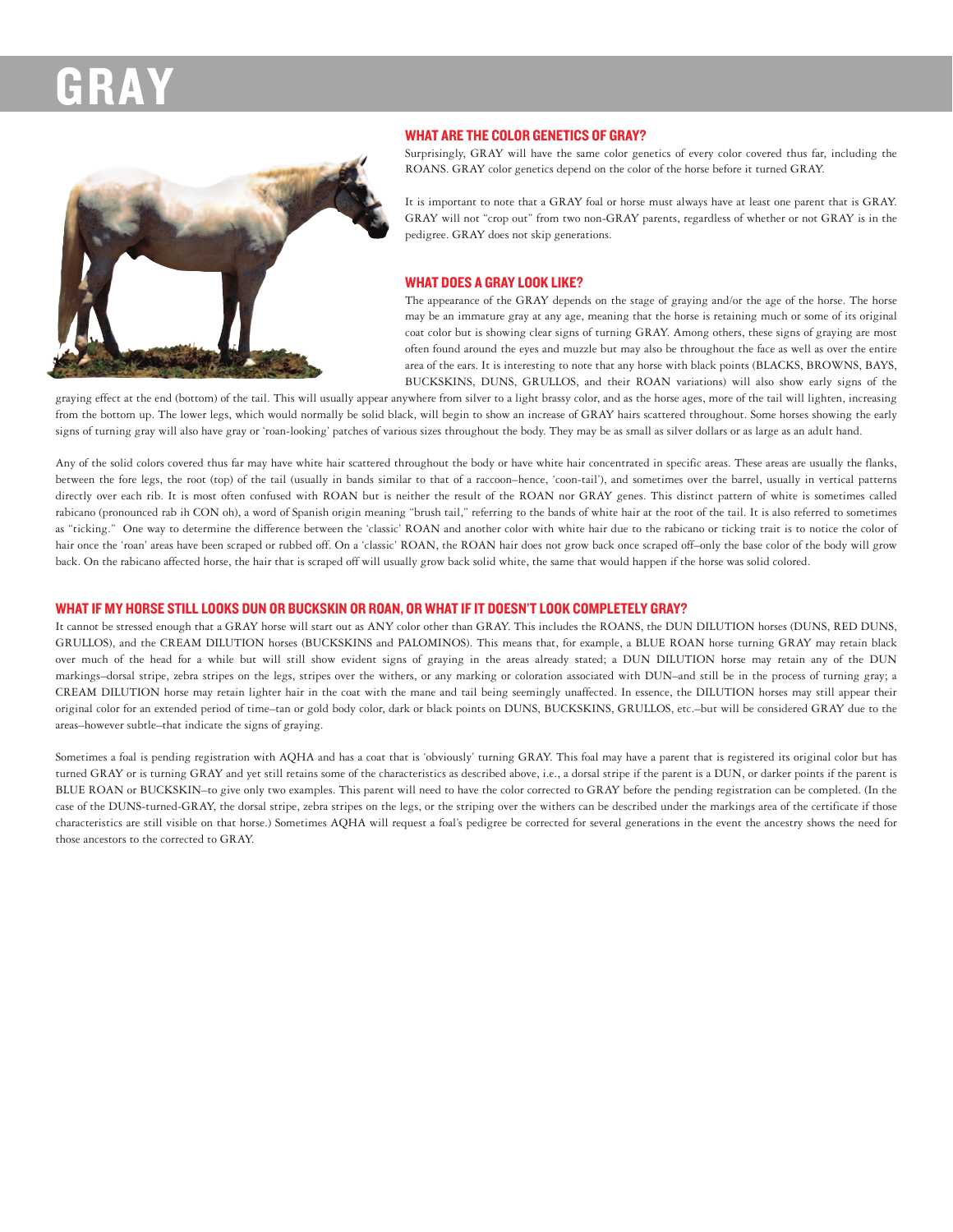# GRAY

## WHAT ARE THE COLOR GENETICS OF GRAY?

Surprisingly, GRAY will have the same color genetics of every color covered thus far, including the ROANS. GRAY color genetics depend on the color of the horse before it turned GRAY.

It is important to note that a GRAY foal or horse must always have at least one parent that is GRAY. GRAY will not "crop out" from two non-GRAY parents, regardless of whether or not GRAY is in the pedigree. GRAY does not skip generations.

## WHAT DOES A GRAY LOOK LIKE?

The appearance of the GRAY depends on the stage of graying and/or the age of the horse. The horse may be an immature gray at any age, meaning that the horse is retaining much or some of its original coat color but is showing clear signs of turning GRAY. Among others, these signs of graying are most often found around the eyes and muzzle but may also be throughout the face as well as over the entire area of the ears. It is interesting to note that any horse with black points (BLACKS, BROWNS, BAYS, BUCKSKINS, DUNS, GRULLOS, and their ROAN variations) will also show early signs of the graying effect at the end (bottom) of the tail. This will usually appear anywhere from silver to a light brassy color, and as the horse ages, more of the tail will lighten, increasing from the bottom up. The lower legs, which would normally be solid black, will begin to show an increase of GRAY hairs scattered throughout. Some horses showing the early signs of turning gray will also have gray or 'roan-looking' patches of various sizes throughout the body. They may be as small as silver dollars or as large as an adult hand.

Any of the solid colors covered thus far may have white hair scattered throughout the body or have white hair concentrated in specific areas. These areas are usually the flanks, between the fore legs, the root (top) of the tail (usually in bands similar to that of a raccoon–hence, 'coon-tail'), and sometimes over the barrel, usually in vertical patterns directly over each rib. It is most often confused with ROAN but is neither the result of the ROAN nor GRAY genes. This distinct pattern of white is sometimes called rabicano (pronounced rab ih CON oh), a word of Spanish origin meaning "brush tail," referring to the bands of white hair at the root of the tail. It is also referred to sometimes as "ticking." One way to determine the difference between the 'classic' ROAN and another color with white hair due to the rabicano or ticking trait is to notice the color of hair once the 'roan' areas have been scraped or rubbed off. On a 'classic' ROAN, the ROAN hair does not grow back once scraped off–only the base color of the body will grow back. On the rabicano affected horse, the hair that is scraped off will usually grow back solid white, the same that would happen if the horse was solid colored.

## WHAT IF MY HORSE STILL LOOKS DUN OR BUCKSKIN OR ROAN, OR WHAT IF IT DOESN'T LOOK COMPLETELY GRAY?

It cannot be stressed enough that a GRAY horse will start out as ANY color other than GRAY. This includes the ROANS, the DUN DILUTION horses (DUNS, RED DUNS, GRULLOS), and the CREAM DILUTION horses (BUCKSKINS and PALOMINOS). This means that, for example, a BLUE ROAN horse turning GRAY may retain black over much of the head for a while but will still show evident signs of graying in the areas already stated; a DUN DILUTION horse may retain any of the DUN markings–dorsal stripe, zebra stripes on the legs, stripes over the withers, or any marking or coloration associated with DUN–and still be in the process of turning gray; a CREAM DILUTION horse may retain lighter hair in the coat with the mane and tail being seemingly unaffected. In essence, the DILUTION horses may still appear their original color for an extended period of time–tan or gold body color, dark or black points on DUNS, BUCKSKINS, GRULLOS, etc.–but will be considered GRAY due to the areas–however subtle–that indicate the signs of graying.

Sometimes a foal is pending registration with AQHA and has a coat that is 'obviously' turning GRAY. This foal may have a parent that is registered its original color but has turned GRAY or is turning GRAY and yet still retains some of the characteristics as described above, i.e., a dorsal stripe if the parent is a DUN, or darker points if the parent is BLUE ROAN or BUCKSKIN–to give only two examples. This parent will need to have the color corrected to GRAY before the pending registration can be completed. (In the case of the DUNS-turned-GRAY, the dorsal stripe, zebra stripes on the legs, or the striping over the withers can be described under the markings area of the certificate if those characteristics are still visible on that horse.) Sometimes AQHA will request a foal's pedigree be corrected for several generations in the event the ancestry shows the need for those ancestors to the corrected to GRAY.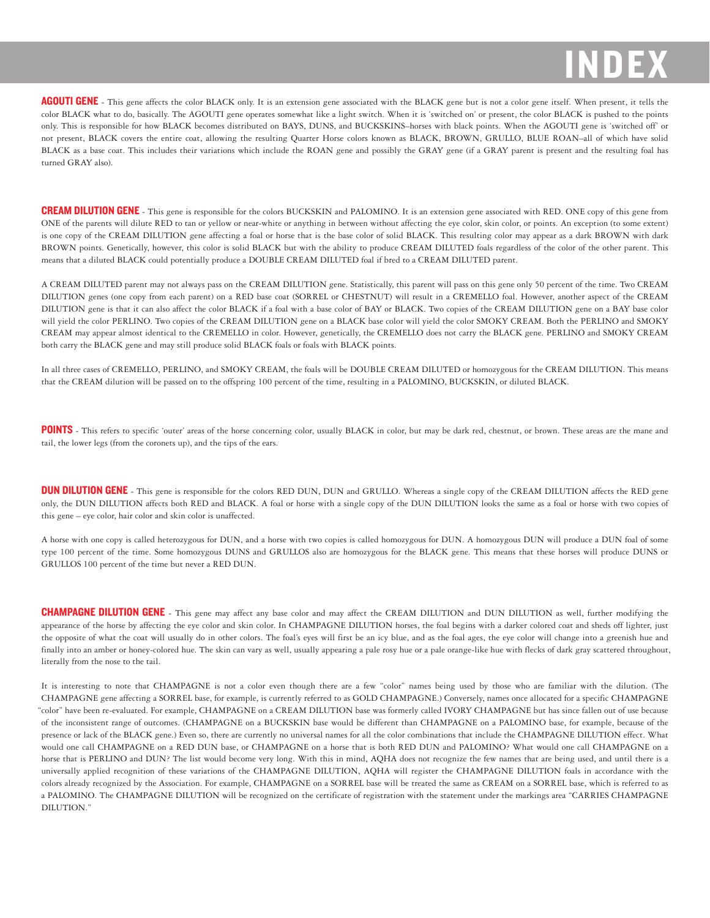# INDEX

**AGOUTI GENE** - This gene affects the color BLACK only. It is an extension gene associated with the BLACK gene but is not a color gene itself. When present, it tells the color BLACK what to do, basically. The AGOUTI gene operates somewhat like a light switch. When it is 'switched on' or present, the color BLACK is pushed to the points only. This is responsible for how BLACK becomes distributed on BAYS, DUNS, and BUCKSKINS–horses with black points. When the AGOUTI gene is 'switched off' or not present, BLACK covers the entire coat, allowing the resulting Quarter Horse colors known as BLACK, BROWN, GRULLO, BLUE ROAN–all of which have solid BLACK as a base coat. This includes their variations which include the ROAN gene and possibly the GRAY gene (if a GRAY parent is present and the resulting foal has turned GRAY also).

**CREAM DILUTION GENE** - This gene is responsible for the colors BUCKSKIN and PALOMINO. It is an extension gene associated with RED. ONE copy of this gene from ONE of the parents will dilute RED to tan or yellow or near-white or anything in between without affecting the eye color, skin color, or points. An exception (to some extent) is one copy of the CREAM DILUTION gene affecting a foal or horse that is the base color of solid BLACK. This resulting color may appear as a dark BROWN with dark BROWN points. Genetically, however, this color is solid BLACK but with the ability to produce CREAM DILUTED foals regardless of the color of the other parent. This means that a diluted BLACK could potentially produce a DOUBLE CREAM DILUTED foal if bred to a CREAM DILUTED parent.

A CREAM DILUTED parent may not always pass on the CREAM DILUTION gene. Statistically, this parent will pass on this gene only 50 percent of the time. Two CREAM DILUTION genes (one copy from each parent) on a RED base coat (SORREL or CHESTNUT) will result in a CREMELLO foal. However, another aspect of the CREAM DILUTION gene is that it can also affect the color BLACK if a foal with a base color of BAY or BLACK. Two copies of the CREAM DILUTION gene on a BAY base color will yield the color PERLINO. Two copies of the CREAM DILUTION gene on a BLACK base color will yield the color SMOKY CREAM. Both the PERLINO and SMOKY CREAM may appear almost identical to the CREMELLO in color. However, genetically, the CREMELLO does not carry the BLACK gene. PERLINO and SMOKY CREAM both carry the BLACK gene and may still produce solid BLACK foals or foals with BLACK points.

In all three cases of CREMELLO, PERLINO, and SMOKY CREAM, the foals will be DOUBLE CREAM DILUTED or homozygous for the CREAM DILUTION. This means that the CREAM dilution will be passed on to the offspring 100 percent of the time, resulting in a PALOMINO, BUCKSKIN, or diluted BLACK.

**POINTS** - This refers to specific 'outer' areas of the horse concerning color, usually BLACK in color, but may be dark red, chestnut, or brown. These areas are the mane and tail, the lower legs (from the coronets up), and the tips of the ears.

**DUN DILUTION GENE** - This gene is responsible for the colors RED DUN, DUN and GRULLO. Whereas a single copy of the CREAM DILUTION affects the RED gene only, the DUN DILUTION affects both RED and BLACK. A foal or horse with a single copy of the DUN DILUTION looks the same as a foal or horse with two copies of this gene – eye color, hair color and skin color is unaffected.

A horse with one copy is called heterozygous for DUN, and a horse with two copies is called homozygous for DUN. A homozygous DUN will produce a DUN foal of some type 100 percent of the time. Some homozygous DUNS and GRULLOS also are homozygous for the BLACK gene. This means that these horses will produce DUNS or GRULLOS 100 percent of the time but never a RED DUN.

**CHAMPAGNE DILUTION GENE** - This gene may affect any base color and may affect the CREAM DILUTION and DUN DILUTION as well, further modifying the appearance of the horse by affecting the eye color and skin color. In CHAMPAGNE DILUTION horses, the foal begins with a darker colored coat and sheds off lighter, just the opposite of what the coat will usually do in other colors. The foal's eyes will first be an icy blue, and as the foal ages, the eye color will change into a greenish hue and finally into an amber or honey-colored hue. The skin can vary as well, usually appearing a pale rosy hue or a pale orange-like hue with flecks of dark gray scattered throughout, literally from the nose to the tail.

It is interesting to note that CHAMPAGNE is not a color even though there are a few "color" names being used by those who are familiar with the dilution. (The CHAMPAGNE gene affecting a SORREL base, for example, is currently referred to as GOLD CHAMPAGNE.) Conversely, names once allocated for a specific CHAMPAGNE "color" have been re-evaluated. For example, CHAMPAGNE on a CREAM DILUTION base was formerly called IVORY CHAMPAGNE but has since fallen out of use because of the inconsistent range of outcomes. (CHAMPAGNE on a BUCKSKIN base would be different than CHAMPAGNE on a PALOMINO base, for example, because of the presence or lack of the BLACK gene.) Even so, there are currently no universal names for all the color combinations that include the CHAMPAGNE DILUTION effect. What would one call CHAMPAGNE on a RED DUN base, or CHAMPAGNE on a horse that is both RED DUN and PALOMINO? What would one call CHAMPAGNE on a horse that is PERLINO and DUN? The list would become very long. With this in mind, AQHA does not recognize the few names that are being used, and until there is a universally applied recognition of these variations of the CHAMPAGNE DILUTION, AQHA will register the CHAMPAGNE DILUTION foals in accordance with the colors already recognized by the Association. For example, CHAMPAGNE on a SORREL base will be treated the same as CREAM on a SORREL base, which is referred to as a PALOMINO. The CHAMPAGNE DILUTION will be recognized on the certificate of registration with the statement under the markings area "CARRIES CHAMPAGNE DILUTION."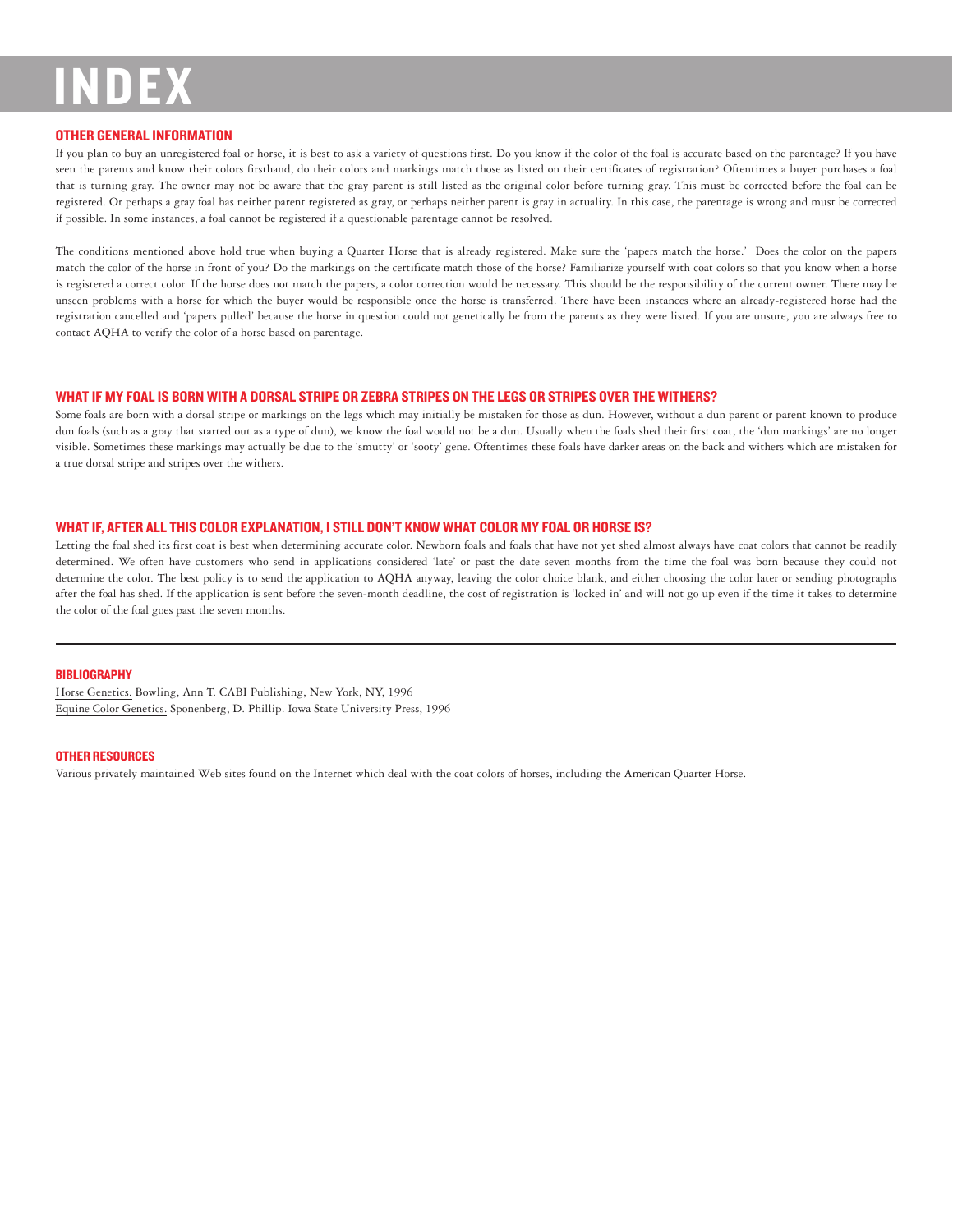# INDEX

## OTHER GENERAL INFORMATION

If you plan to buy an unregistered foal or horse, it is best to ask a variety of questions first. Do you know if the color of the foal is accurate based on the parentage? If you have seen the parents and know their colors firsthand, do their colors and markings match those as listed on their certificates of registration? Oftentimes a buyer purchases a foal that is turning gray. The owner may not be aware that the gray parent is still listed as the original color before turning gray. This must be corrected before the foal can be registered. Or perhaps a gray foal has neither parent registered as gray, or perhaps neither parent is gray in actuality. In this case, the parentage is wrong and must be corrected if possible. In some instances, a foal cannot be registered if a questionable parentage cannot be resolved.

The conditions mentioned above hold true when buying a Quarter Horse that is already registered. Make sure the 'papers match the horse.' Does the color on the papers match the color of the horse in front of you? Do the markings on the certificate match those of the horse? Familiarize yourself with coat colors so that you know when a horse is registered a correct color. If the horse does not match the papers, a color correction would be necessary. This should be the responsibility of the current owner. There may be unseen problems with a horse for which the buyer would be responsible once the horse is transferred. There have been instances where an already-registered horse had the registration cancelled and 'papers pulled' because the horse in question could not genetically be from the parents as they were listed. If you are unsure, you are always free to contact AQHA to verify the color of a horse based on parentage.

## WHAT IF MY FOAL IS BORN WITH A DORSAL STRIPE OR ZEBRA STRIPES ON THE LEGS OR STRIPES OVER THE WITHERS?

Some foals are born with a dorsal stripe or markings on the legs which may initially be mistaken for those as dun. However, without a dun parent or parent known to produce dun foals (such as a gray that started out as a type of dun), we know the foal would not be a dun. Usually when the foals shed their first coat, the 'dun markings' are no longer visible. Sometimes these markings may actually be due to the 'smutty' or 'sooty' gene. Oftentimes these foals have darker areas on the back and withers which are mistaken for a true dorsal stripe and stripes over the withers.

## WHAT IF, AFTER ALL THIS COLOR EXPLANATION, I STILL DON'T KNOW WHAT COLOR MY FOAL OR HORSE IS?

Letting the foal shed its first coat is best when determining accurate color. Newborn foals and foals that have not yet shed almost always have coat colors that cannot be readily determined. We often have customers who send in applications considered 'late' or past the date seven months from the time the foal was born because they could not determine the color. The best policy is to send the application to AQHA anyway, leaving the color choice blank, and either choosing the color later or sending photographs after the foal has shed. If the application is sent before the seven-month deadline, the cost of registration is 'locked in' and will not go up even if the time it takes to determine the color of the foal goes past the seven months.

---

### BIBLIOGRAPHY

Horse Genetics. Bowling, Ann T. CABI Publishing, New York, NY, 1996
Equine Color Genetics. Sponenberg, D. Phillip. Iowa State University Press, 1996

### OTHER RESOURCES

Various privately maintained Web sites found on the Internet which deal with the coat colors of horses, including the American Quarter Horse.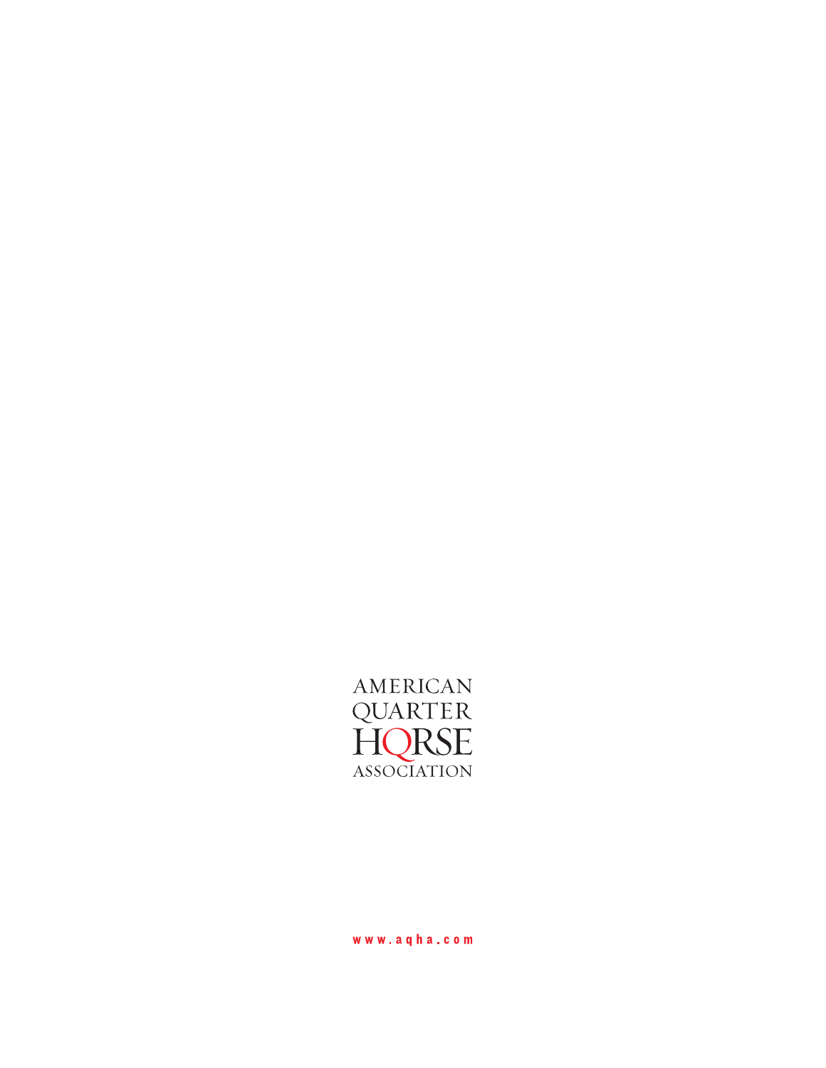AMERICAN
QUARTER
HORSE
ASSOCIATION

www.aqha.com